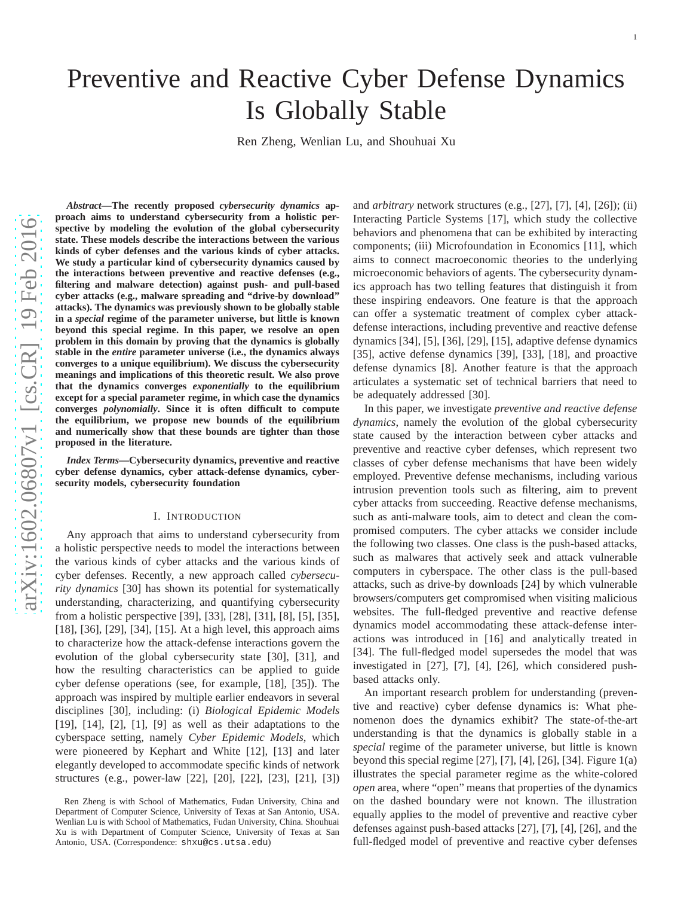# Preventive and Reactive Cyber Defense Dynamics Is Globally Stable

Ren Zheng, Wenlian Lu, and Shouhuai Xu

***Abstract*—The recently proposed *cybersecurity dynamics* approach aims to understand cybersecurity from a holistic perspective by modeling the evolution of the global cybersecurity state. These models describe the interactions between the various kinds of cyber defenses and the various kinds of cyber attacks. We study a particular kind of cybersecurity dynamics caused by the interactions between preventive and reactive defenses (e.g., filtering and malware detection) against push- and pull-based cyber attacks (e.g., malware spreading and "drive-by download" attacks). The dynamics was previously shown to be globally stable in a *special* regime of the parameter universe, but little is known beyond this special regime. In this paper, we resolve an open problem in this domain by proving that the dynamics is globally stable in the *entire* parameter universe (i.e., the dynamics always converges to a unique equilibrium). We discuss the cybersecurity meanings and implications of this theoretic result. We also prove that the dynamics converges *exponentially* to the equilibrium except for a special parameter regime, in which case the dynamics converges *polynomially*. Since it is often difficult to compute the equilibrium, we propose new bounds of the equilibrium and numerically show that these bounds are tighter than those proposed in the literature.**

***Index Terms*—Cybersecurity dynamics, preventive and reactive cyber defense dynamics, cyber attack-defense dynamics, cybersecurity models, cybersecurity foundation**

## I. Introduction

Any approach that aims to understand cybersecurity from a holistic perspective needs to model the interactions between the various kinds of cyber attacks and the various kinds of cyber defenses. Recently, a new approach called *cybersecurity dynamics* [30] has shown its potential for systematically understanding, characterizing, and quantifying cybersecurity from a holistic perspective [39], [33], [28], [31], [8], [5], [35], [18], [36], [29], [34], [15]. At a high level, this approach aims to characterize how the attack-defense interactions govern the evolution of the global cybersecurity state [30], [31], and how the resulting characteristics can be applied to guide cyber defense operations (see, for example, [18], [35]). The approach was inspired by multiple earlier endeavors in several disciplines [30], including: (i) *Biological Epidemic Models* [19], [14], [2], [1], [9] as well as their adaptations to the cyberspace setting, namely *Cyber Epidemic Models*, which were pioneered by Kephart and White [12], [13] and later elegantly developed to accommodate specific kinds of network structures (e.g., power-law [22], [20], [22], [23], [21], [3]) and *arbitrary* network structures (e.g., [27], [7], [4], [26]); (ii) Interacting Particle Systems [17], which study the collective behaviors and phenomena that can be exhibited by interacting components; (iii) Microfoundation in Economics [11], which aims to connect macroeconomic theories to the underlying microeconomic behaviors of agents. The cybersecurity dynamics approach has two telling features that distinguish it from these inspiring endeavors. One feature is that the approach can offer a systematic treatment of complex cyber attack-defense interactions, including preventive and reactive defense dynamics [34], [5], [36], [29], [15], adaptive defense dynamics [35], active defense dynamics [39], [33], [18], and proactive defense dynamics [8]. Another feature is that the approach articulates a systematic set of technical barriers that need to be adequately addressed [30].

In this paper, we investigate *preventive and reactive defense dynamics*, namely the evolution of the global cybersecurity state caused by the interaction between cyber attacks and preventive and reactive cyber defenses, which represent two classes of cyber defense mechanisms that have been widely employed. Preventive defense mechanisms, including various intrusion prevention tools such as filtering, aim to prevent cyber attacks from succeeding. Reactive defense mechanisms, such as anti-malware tools, aim to detect and clean the compromised computers. The cyber attacks we consider include the following two classes. One class is the push-based attacks, such as malwares that actively seek and attack vulnerable computers in cyberspace. The other class is the pull-based attacks, such as drive-by downloads [24] by which vulnerable browsers/computers get compromised when visiting malicious websites. The full-fledged preventive and reactive defense dynamics model accommodating these attack-defense interactions was introduced in [16] and analytically treated in [34]. The full-fledged model supersedes the model that was investigated in [27], [7], [4], [26], which considered push-based attacks only.

An important research problem for understanding (preventive and reactive) cyber defense dynamics is: What phenomenon does the dynamics exhibit? The state-of-the-art understanding is that the dynamics is globally stable in a *special* regime of the parameter universe, but little is known beyond this special regime [27], [7], [4], [26], [34]. Figure 1(a) illustrates the special parameter regime as the white-colored *open* area, where "open" means that properties of the dynamics on the dashed boundary were not known. The illustration equally applies to the model of preventive and reactive cyber defenses against push-based attacks [27], [7], [4], [26], and the full-fledged model of preventive and reactive cyber defenses

Ren Zheng is with School of Mathematics, Fudan University, China and Department of Computer Science, University of Texas at San Antonio, USA. Wenlian Lu is with School of Mathematics, Fudan University, China. Shouhuai Xu is with Department of Computer Science, University of Texas at San Antonio, USA. (Correspondence: shxu@cs.utsa.edu)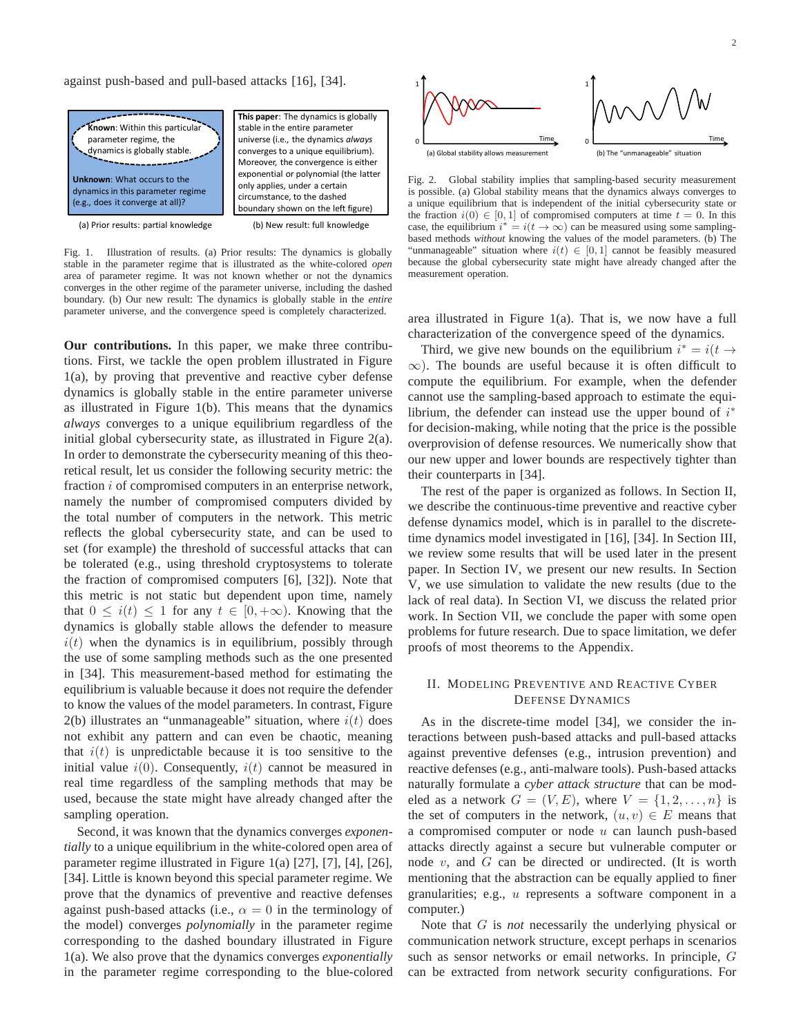against push-based and pull-based attacks [16], [34].

**Known**: Within this particular parameter regime, the dynamics is globally stable.

**Unknown**: What occurs to the dynamics in this parameter regime (e.g., does it converge at all)?

(a) Prior results: partial knowledge

**This paper**: The dynamics is globally stable in the entire parameter universe (i.e., the dynamics *always* converges to a unique equilibrium). Moreover, the convergence is either exponential or polynomial (the latter only applies, under a certain circumstance, to the dashed boundary shown on the left figure)

(b) New result: full knowledge

Fig. 1. Illustration of results. (a) Prior results: The dynamics is globally stable in the parameter regime that is illustrated as the white-colored *open* area of parameter regime. It was not known whether or not the dynamics converges in the other regime of the parameter universe, including the dashed boundary. (b) Our new result: The dynamics is globally stable in the *entire* parameter universe, and the convergence speed is completely characterized.

**Our contributions.** In this paper, we make three contributions. First, we tackle the open problem illustrated in Figure 1(a), by proving that preventive and reactive cyber defense dynamics is globally stable in the entire parameter universe as illustrated in Figure 1(b). This means that the dynamics *always* converges to a unique equilibrium regardless of the initial global cybersecurity state, as illustrated in Figure 2(a). In order to demonstrate the cybersecurity meaning of this theoretical result, let us consider the following security metric: the fraction $i$ of compromised computers in an enterprise network, namely the number of compromised computers divided by the total number of computers in the network. This metric reflects the global cybersecurity state, and can be used to set (for example) the threshold of successful attacks that can be tolerated (e.g., using threshold cryptosystems to tolerate the fraction of compromised computers [6], [32]). Note that this metric is not static but dependent upon time, namely that $0 \leq i(t) \leq 1$ for any $t \in [0, +\infty)$. Knowing that the dynamics is globally stable allows the defender to measure $i(t)$ when the dynamics is in equilibrium, possibly through the use of some sampling methods such as the one presented in [34]. This measurement-based method for estimating the equilibrium is valuable because it does not require the defender to know the values of the model parameters. In contrast, Figure 2(b) illustrates an "unmanageable" situation, where $i(t)$ does not exhibit any pattern and can even be chaotic, meaning that $i(t)$ is unpredictable because it is too sensitive to the initial value $i(0)$. Consequently, $i(t)$ cannot be measured in real time regardless of the sampling methods that may be used, because the state might have already changed after the sampling operation.

Second, it was known that the dynamics converges *exponentially* to a unique equilibrium in the white-colored open area of parameter regime illustrated in Figure 1(a) [27], [7], [4], [26], [34]. Little is known beyond this special parameter regime. We prove that the dynamics of preventive and reactive defenses against push-based attacks (i.e., $\alpha = 0$ in the terminology of the model) converges *polynomially* in the parameter regime corresponding to the dashed boundary illustrated in Figure 1(a). We also prove that the dynamics converges *exponentially* in the parameter regime corresponding to the blue-colored area illustrated in Figure 1(a). That is, we now have a full characterization of the convergence speed of the dynamics.

(a) Global stability allows measurement

(b) The "unmanageable" situation

Fig. 2. Global stability implies that sampling-based security measurement is possible. (a) Global stability means that the dynamics always converges to a unique equilibrium that is independent of the initial cybersecurity state or the fraction $i(0) \in [0, 1]$ of compromised computers at time $t = 0$. In this case, the equilibrium $i^* = i(t \to \infty)$ can be measured using some sampling-based methods *without* knowing the values of the model parameters. (b) The "unmanageable" situation where $i(t) \in [0, 1]$ cannot be feasibly measured because the global cybersecurity state might have already changed after the measurement operation.

Third, we give new bounds on the equilibrium $i^* = i(t \to \infty)$. The bounds are useful because it is often difficult to compute the equilibrium. For example, when the defender cannot use the sampling-based approach to estimate the equilibrium, the defender can instead use the upper bound of $i^*$ for decision-making, while noting that the price is the possible overprovision of defense resources. We numerically show that our new upper and lower bounds are respectively tighter than their counterparts in [34].

The rest of the paper is organized as follows. In Section II, we describe the continuous-time preventive and reactive cyber defense dynamics model, which is in parallel to the discrete-time dynamics model investigated in [16], [34]. In Section III, we review some results that will be used later in the present paper. In Section IV, we present our new results. In Section V, we use simulation to validate the new results (due to the lack of real data). In Section VI, we discuss the related prior work. In Section VII, we conclude the paper with some open problems for future research. Due to space limitation, we defer proofs of most theorems to the Appendix.

## II. Modeling Preventive and Reactive Cyber Defense Dynamics

As in the discrete-time model [34], we consider the interactions between push-based attacks and pull-based attacks against preventive defenses (e.g., intrusion prevention) and reactive defenses (e.g., anti-malware tools). Push-based attacks naturally formulate a *cyber attack structure* that can be modeled as a network $G = (V, E)$, where $V = \{1, 2, \ldots, n\}$ is the set of computers in the network, $(u, v) \in E$ means that a compromised computer or node $u$ can launch push-based attacks directly against a secure but vulnerable computer or node $v$, and $G$ can be directed or undirected. (It is worth mentioning that the abstraction can be equally applied to finer granularities; e.g., $u$ represents a software component in a computer.)

Note that $G$ is *not* necessarily the underlying physical or communication network structure, except perhaps in scenarios such as sensor networks or email networks. In principle, $G$ can be extracted from network security configurations. For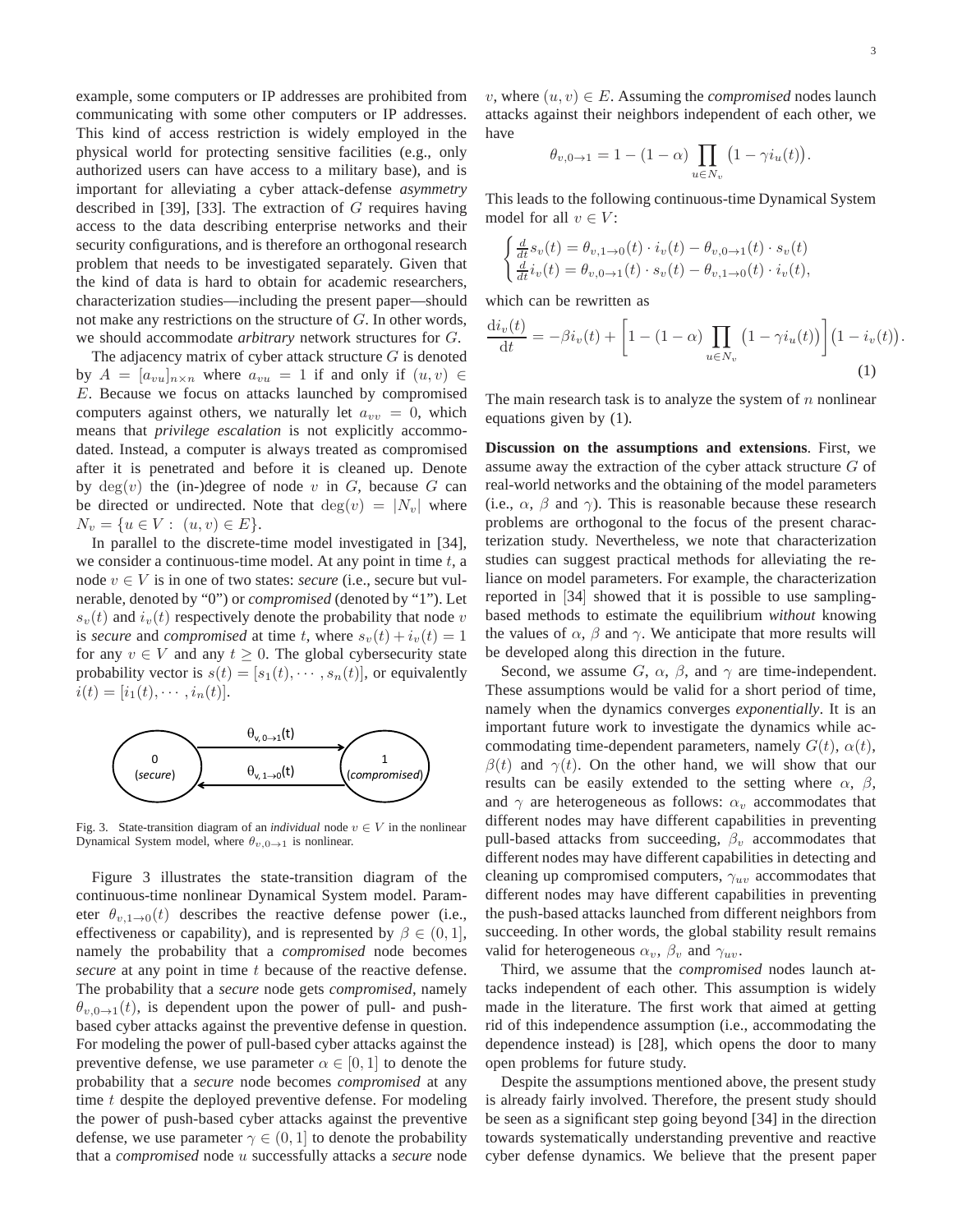example, some computers or IP addresses are prohibited from communicating with some other computers or IP addresses. This kind of access restriction is widely employed in the physical world for protecting sensitive facilities (e.g., only authorized users can have access to a military base), and is important for alleviating a cyber attack-defense *asymmetry* described in [39], [33]. The extraction of $G$ requires having access to the data describing enterprise networks and their security configurations, and is therefore an orthogonal research problem that needs to be investigated separately. Given that the kind of data is hard to obtain for academic researchers, characterization studies—including the present paper—should not make any restrictions on the structure of $G$. In other words, we should accommodate *arbitrary* network structures for $G$.

The adjacency matrix of cyber attack structure $G$ is denoted by $A = [a_{vu}]_{n\times n}$ where $a_{vu} = 1$ if and only if $(u, v) \in E$. Because we focus on attacks launched by compromised computers against others, we naturally let $a_{vv} = 0$, which means that *privilege escalation* is not explicitly accommodated. Instead, a computer is always treated as compromised after it is penetrated and before it is cleaned up. Denote by $\deg(v)$ the (in-)degree of node $v$ in $G$, because $G$ can be directed or undirected. Note that $\deg(v) = |N_v|$ where $N_v = \{u \in V : (u, v) \in E\}$.

In parallel to the discrete-time model investigated in [34], we consider a continuous-time model. At any point in time $t$, a node $v \in V$ is in one of two states: *secure* (i.e., secure but vulnerable, denoted by "0") or *compromised* (denoted by "1"). Let $s_v(t)$ and $i_v(t)$ respectively denote the probability that node $v$ is *secure* and *compromised* at time $t$, where $s_v(t) + i_v(t) = 1$ for any $v \in V$ and any $t \geq 0$. The global cybersecurity state probability vector is $s(t) = [s_1(t), \cdots, s_n(t)]$, or equivalently $i(t) = [i_1(t), \cdots, i_n(t)]$.

Fig. 3. State-transition diagram of an *individual* node $v \in V$ in the nonlinear Dynamical System model, where $\theta_{v,0\to1}$ is nonlinear.

Figure 3 illustrates the state-transition diagram of the continuous-time nonlinear Dynamical System model. Parameter $\theta_{v,1\to0}(t)$ describes the reactive defense power (i.e., effectiveness or capability), and is represented by $\beta \in (0, 1]$, namely the probability that a *compromised* node becomes *secure* at any point in time $t$ because of the reactive defense. The probability that a *secure* node gets *compromised*, namely $\theta_{v,0\to1}(t)$, is dependent upon the power of pull- and push-based cyber attacks against the preventive defense in question. For modeling the power of pull-based cyber attacks against the preventive defense, we use parameter $\alpha \in [0, 1]$ to denote the probability that a *secure* node becomes *compromised* at any time $t$ despite the deployed preventive defense. For modeling the power of push-based cyber attacks against the preventive defense, we use parameter $\gamma \in (0, 1]$ to denote the probability that a *compromised* node $u$ successfully attacks a *secure* node $v$, where $(u, v) \in E$. Assuming the *compromised* nodes launch attacks against their neighbors independent of each other, we have

$$\theta_{v,0\to1} = 1 - (1-\alpha)\prod_{u\in N_v}\big(1 - \gamma i_u(t)\big).$$

This leads to the following continuous-time Dynamical System model for all $v \in V$:

$$\begin{cases} \frac{d}{dt}s_v(t) = \theta_{v,1\to0}(t)\cdot i_v(t) - \theta_{v,0\to1}(t)\cdot s_v(t) \\ \frac{d}{dt}i_v(t) = \theta_{v,0\to1}(t)\cdot s_v(t) - \theta_{v,1\to0}(t)\cdot i_v(t), \end{cases}$$

which can be rewritten as

$$\frac{\mathrm{d}i_v(t)}{\mathrm{d}t} = -\beta i_v(t) + \left[1 - (1-\alpha)\prod_{u\in N_v}\big(1 - \gamma i_u(t)\big)\right]\big(1 - i_v(t)\big). \tag{1}$$

The main research task is to analyze the system of $n$ nonlinear equations given by (1).

**Discussion on the assumptions and extensions**. First, we assume away the extraction of the cyber attack structure $G$ of real-world networks and the obtaining of the model parameters (i.e., $\alpha$, $\beta$ and $\gamma$). This is reasonable because these research problems are orthogonal to the focus of the present characterization study. Nevertheless, we note that characterization studies can suggest practical methods for alleviating the reliance on model parameters. For example, the characterization reported in [34] showed that it is possible to use sampling-based methods to estimate the equilibrium *without* knowing the values of $\alpha$, $\beta$ and $\gamma$. We anticipate that more results will be developed along this direction in the future.

Second, we assume $G$, $\alpha$, $\beta$, and $\gamma$ are time-independent. These assumptions would be valid for a short period of time, namely when the dynamics converges *exponentially*. It is an important future work to investigate the dynamics while accommodating time-dependent parameters, namely $G(t)$, $\alpha(t)$, $\beta(t)$ and $\gamma(t)$. On the other hand, we will show that our results can be easily extended to the setting where $\alpha$, $\beta$, and $\gamma$ are heterogeneous as follows: $\alpha_v$ accommodates that different nodes may have different capabilities in preventing pull-based attacks from succeeding, $\beta_v$ accommodates that different nodes may have different capabilities in detecting and cleaning up compromised computers, $\gamma_{uv}$ accommodates that different nodes may have different capabilities in preventing the push-based attacks launched from different neighbors from succeeding. In other words, the global stability result remains valid for heterogeneous $\alpha_v$, $\beta_v$ and $\gamma_{uv}$.

Third, we assume that the *compromised* nodes launch attacks independent of each other. This assumption is widely made in the literature. The first work that aimed at getting rid of this independence assumption (i.e., accommodating the dependence instead) is [28], which opens the door to many open problems for future study.

Despite the assumptions mentioned above, the present study is already fairly involved. Therefore, the present study should be seen as a significant step going beyond [34] in the direction towards systematically understanding preventive and reactive cyber defense dynamics. We believe that the present paper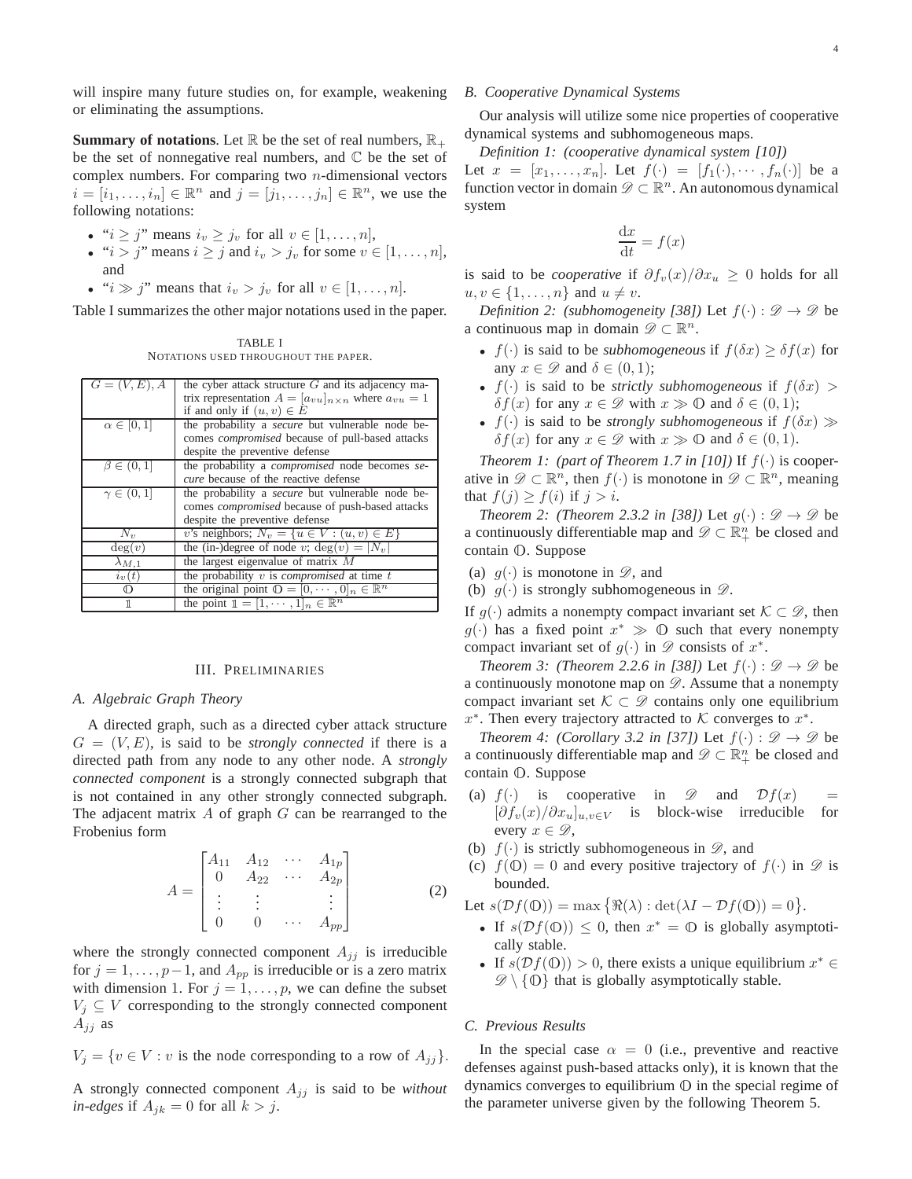will inspire many future studies on, for example, weakening or eliminating the assumptions.

**Summary of notations**. Let $\mathbb{R}$ be the set of real numbers, $\mathbb{R}_+$ be the set of nonnegative real numbers, and $\mathbb{C}$ be the set of complex numbers. For comparing two $n$-dimensional vectors $i = [i_1, \ldots, i_n] \in \mathbb{R}^n$ and $j = [j_1, \ldots, j_n] \in \mathbb{R}^n$, we use the following notations:

- "$i \geq j$" means $i_v \geq j_v$ for all $v \in [1, \ldots, n]$,
- "$i > j$" means $i \geq j$ and $i_v > j_v$ for some $v \in [1, \ldots, n]$, and
- "$i \gg j$" means that $i_v > j_v$ for all $v \in [1, \ldots, n]$.

Table I summarizes the other major notations used in the paper.

TABLE I
NOTATIONS USED THROUGHOUT THE PAPER.

| | |
|---|---|
| $G = (V, E), A$ | the cyber attack structure $G$ and its adjacency matrix representation $A = [a_{vu}]_{n \times n}$ where $a_{vu} = 1$ if and only if $(u, v) \in E$ |
| $\alpha \in [0, 1]$ | the probability a *secure* but vulnerable node becomes *compromised* because of pull-based attacks despite the preventive defense |
| $\beta \in (0, 1]$ | the probability a *compromised* node becomes *secure* because of the reactive defense |
| $\gamma \in (0, 1]$ | the probability a *secure* but vulnerable node becomes *compromised* because of push-based attacks despite the preventive defense |
| $N_v$ | $v$'s neighbors; $N_v = \{u \in V : (u, v) \in E\}$ |
| $\deg(v)$ | the (in-)degree of node $v$; $\deg(v) = \lvert N_v \rvert$ |
| $\lambda_{M,1}$ | the largest eigenvalue of matrix $M$ |
| $i_v(t)$ | the probability $v$ is *compromised* at time $t$ |
| $\mathbb{O}$ | the original point $\mathbb{O} = [0, \cdots, 0]_n \in \mathbb{R}^n$ |
| $\mathbb{1}$ | the point $\mathbb{1} = [1, \cdots, 1]_n \in \mathbb{R}^n$ |

## III. Preliminaries

### A. Algebraic Graph Theory

A directed graph, such as a directed cyber attack structure $G = (V, E)$, is said to be *strongly connected* if there is a directed path from any node to any other node. A *strongly connected component* is a strongly connected subgraph that is not contained in any other strongly connected subgraph. The adjacent matrix $A$ of graph $G$ can be rearranged to the Frobenius form

$$A = \begin{bmatrix} A_{11} & A_{12} & \cdots & A_{1p} \\ 0 & A_{22} & \cdots & A_{2p} \\ \vdots & \vdots & & \vdots \\ 0 & 0 & \cdots & A_{pp} \end{bmatrix} \tag{2}$$

where the strongly connected component $A_{jj}$ is irreducible for $j = 1, \ldots, p-1$, and $A_{pp}$ is irreducible or is a zero matrix with dimension 1. For $j = 1, \ldots, p$, we can define the subset $V_j \subseteq V$ corresponding to the strongly connected component $A_{jj}$ as

$$V_j = \{v \in V : v \text{ is the node corresponding to a row of } A_{jj}\}.$$

A strongly connected component $A_{jj}$ is said to be *without in-edges* if $A_{jk} = 0$ for all $k > j$.

### B. Cooperative Dynamical Systems

Our analysis will utilize some nice properties of cooperative dynamical systems and subhomogeneous maps.

*Definition 1: (cooperative dynamical system [10])* Let $x = [x_1, \ldots, x_n]$. Let $f(\cdot) = [f_1(\cdot), \cdots, f_n(\cdot)]$ be a function vector in domain $\mathscr{D} \subset \mathbb{R}^n$. An autonomous dynamical system

$$\frac{\mathrm{d}x}{\mathrm{d}t} = f(x)$$

is said to be *cooperative* if $\partial f_v(x)/\partial x_u \geq 0$ holds for all $u, v \in \{1, \ldots, n\}$ and $u \neq v$.

*Definition 2: (subhomogeneity [38])* Let $f(\cdot) : \mathscr{D} \to \mathscr{D}$ be a continuous map in domain $\mathscr{D} \subset \mathbb{R}^n$.

- $f(\cdot)$ is said to be *subhomogeneous* if $f(\delta x) \geq \delta f(x)$ for any $x \in \mathscr{D}$ and $\delta \in (0, 1)$;
- $f(\cdot)$ is said to be *strictly subhomogeneous* if $f(\delta x) > \delta f(x)$ for any $x \in \mathscr{D}$ with $x \gg \mathbb{O}$ and $\delta \in (0, 1)$;
- $f(\cdot)$ is said to be *strongly subhomogeneous* if $f(\delta x) \gg \delta f(x)$ for any $x \in \mathscr{D}$ with $x \gg \mathbb{O}$ and $\delta \in (0, 1)$.

*Theorem 1: (part of Theorem 1.7 in [10])* If $f(\cdot)$ is cooperative in $\mathscr{D} \subset \mathbb{R}^n$, then $f(\cdot)$ is monotone in $\mathscr{D} \subset \mathbb{R}^n$, meaning that $f(j) \geq f(i)$ if $j > i$.

*Theorem 2: (Theorem 2.3.2 in [38])* Let $g(\cdot) : \mathscr{D} \to \mathscr{D}$ be a continuously differentiable map and $\mathscr{D} \subset \mathbb{R}^n_+$ be closed and contain $\mathbb{O}$. Suppose

(a) $g(\cdot)$ is monotone in $\mathscr{D}$, and
(b) $g(\cdot)$ is strongly subhomogeneous in $\mathscr{D}$.

If $g(\cdot)$ admits a nonempty compact invariant set $\mathcal{K} \subset \mathscr{D}$, then $g(\cdot)$ has a fixed point $x^* \gg \mathbb{O}$ such that every nonempty compact invariant set of $g(\cdot)$ in $\mathscr{D}$ consists of $x^*$.

*Theorem 3: (Theorem 2.2.6 in [38])* Let $f(\cdot) : \mathscr{D} \to \mathscr{D}$ be a continuously monotone map on $\mathscr{D}$. Assume that a nonempty compact invariant set $\mathcal{K} \subset \mathscr{D}$ contains only one equilibrium $x^*$. Then every trajectory attracted to $\mathcal{K}$ converges to $x^*$.

*Theorem 4: (Corollary 3.2 in [37])* Let $f(\cdot) : \mathscr{D} \to \mathscr{D}$ be a continuously differentiable map and $\mathscr{D} \subset \mathbb{R}^n_+$ be closed and contain $\mathbb{O}$. Suppose

(a) $f(\cdot)$ is cooperative in $\mathscr{D}$ and $\mathcal{D}f(x) = [\partial f_v(x)/\partial x_u]_{u,v \in V}$ is block-wise irreducible for every $x \in \mathscr{D}$,
(b) $f(\cdot)$ is strictly subhomogeneous in $\mathscr{D}$, and
(c) $f(\mathbb{O}) = 0$ and every positive trajectory of $f(\cdot)$ in $\mathscr{D}$ is bounded.

Let $s(\mathcal{D}f(\mathbb{O})) = \max\{\Re(\lambda) : \det(\lambda I - \mathcal{D}f(\mathbb{O})) = 0\}$.

- If $s(\mathcal{D}f(\mathbb{O})) \leq 0$, then $x^* = \mathbb{O}$ is globally asymptotically stable.
- If $s(\mathcal{D}f(\mathbb{O})) > 0$, there exists a unique equilibrium $x^* \in \mathscr{D} \setminus \{\mathbb{O}\}$ that is globally asymptotically stable.

### C. Previous Results

In the special case $\alpha = 0$ (i.e., preventive and reactive defenses against push-based attacks only), it is known that the dynamics converges to equilibrium $\mathbb{O}$ in the special regime of the parameter universe given by the following Theorem 5.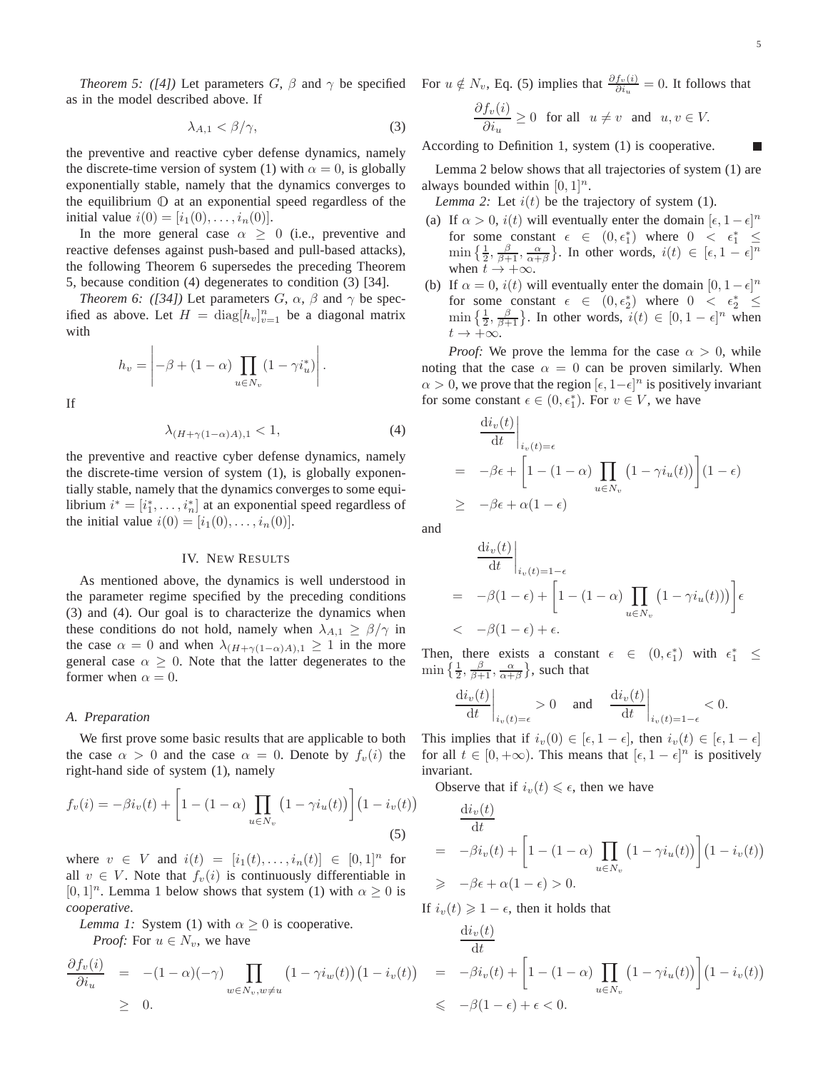*Theorem 5: ([4])* Let parameters $G$, $\beta$ and $\gamma$ be specified as in the model described above. If

$$\lambda_{A,1} < \beta/\gamma, \tag{3}$$

the preventive and reactive cyber defense dynamics, namely the discrete-time version of system (1) with $\alpha = 0$, is globally exponentially stable, namely that the dynamics converges to the equilibrium $\mathbb{O}$ at an exponential speed regardless of the initial value $i(0) = [i_1(0), \dots, i_n(0)]$.

In the more general case $\alpha \geq 0$ (i.e., preventive and reactive defenses against push-based and pull-based attacks), the following Theorem 6 supersedes the preceding Theorem 5, because condition (4) degenerates to condition (3) [34].

*Theorem 6: ([34])* Let parameters $G$, $\alpha$, $\beta$ and $\gamma$ be specified as above. Let $H = \mathrm{diag}[h_v]_{v=1}^n$ be a diagonal matrix with

$$h_v = \left| -\beta + (1-\alpha) \prod_{u \in N_v} (1 - \gamma i_u^*) \right|.$$

If

$$\lambda_{(H+\gamma(1-\alpha)A),1} < 1, \tag{4}$$

the preventive and reactive cyber defense dynamics, namely the discrete-time version of system (1), is globally exponentially stable, namely that the dynamics converges to some equilibrium $i^* = [i_1^*, \dots, i_n^*]$ at an exponential speed regardless of the initial value $i(0) = [i_1(0), \dots, i_n(0)]$.

## IV. New Results

As mentioned above, the dynamics is well understood in the parameter regime specified by the preceding conditions (3) and (4). Our goal is to characterize the dynamics when these conditions do not hold, namely when $\lambda_{A,1} \geq \beta/\gamma$ in the case $\alpha = 0$ and when $\lambda_{(H+\gamma(1-\alpha)A),1} \geq 1$ in the more general case $\alpha \geq 0$. Note that the latter degenerates to the former when $\alpha = 0$.

### A. Preparation

We first prove some basic results that are applicable to both the case $\alpha > 0$ and the case $\alpha = 0$. Denote by $f_v(i)$ the right-hand side of system (1), namely

$$f_v(i) = -\beta i_v(t) + \left[1 - (1-\alpha) \prod_{u \in N_v} \big(1 - \gamma i_u(t)\big)\right]\big(1 - i_v(t)\big) \tag{5}$$

where $v \in V$ and $i(t) = [i_1(t), \dots, i_n(t)] \in [0,1]^n$ for all $v \in V$. Note that $f_v(i)$ is continuously differentiable in $[0,1]^n$. Lemma 1 below shows that system (1) with $\alpha \geq 0$ is *cooperative*.

*Lemma 1:* System (1) with $\alpha \geq 0$ is cooperative.

*Proof:* For $u \in N_v$, we have

$$\begin{aligned} \frac{\partial f_v(i)}{\partial i_u} &= -(1-\alpha)(-\gamma) \prod_{w \in N_v, w \neq u} \big(1 - \gamma i_w(t)\big)\big(1 - i_v(t)\big) \\ &\geq 0. \end{aligned}$$

For $u \notin N_v$, Eq. (5) implies that $\frac{\partial f_v(i)}{\partial i_u} = 0$. It follows that

$$\frac{\partial f_v(i)}{\partial i_u} \geq 0 \quad \text{for all} \quad u \neq v \quad \text{and} \quad u, v \in V.$$

According to Definition 1, system (1) is cooperative. ■

Lemma 2 below shows that all trajectories of system (1) are always bounded within $[0,1]^n$.

*Lemma 2:* Let $i(t)$ be the trajectory of system (1).

(a) If $\alpha > 0$, $i(t)$ will eventually enter the domain $[\epsilon, 1-\epsilon]^n$ for some constant $\epsilon \in (0, \epsilon_1^*)$ where $0 < \epsilon_1^* \leq \min\left\{\frac{1}{2}, \frac{\beta}{\beta+1}, \frac{\alpha}{\alpha+\beta}\right\}$. In other words, $i(t) \in [\epsilon, 1-\epsilon]^n$ when $t \to +\infty$.

(b) If $\alpha = 0$, $i(t)$ will eventually enter the domain $[0, 1-\epsilon]^n$ for some constant $\epsilon \in (0, \epsilon_2^*)$ where $0 < \epsilon_2^* \leq \min\left\{\frac{1}{2}, \frac{\beta}{\beta+1}\right\}$. In other words, $i(t) \in [0, 1-\epsilon]^n$ when $t \to +\infty$.

*Proof:* We prove the lemma for the case $\alpha > 0$, while noting that the case $\alpha = 0$ can be proven similarly. When $\alpha > 0$, we prove that the region $[\epsilon, 1-\epsilon]^n$ is positively invariant for some constant $\epsilon \in (0, \epsilon_1^*)$. For $v \in V$, we have

$$\begin{aligned} &\left.\frac{\mathrm{d}i_v(t)}{\mathrm{d}t}\right|_{i_v(t)=\epsilon} \\ &= -\beta\epsilon + \left[1 - (1-\alpha) \prod_{u \in N_v} \big(1 - \gamma i_u(t)\big)\right](1-\epsilon) \\ &\geq -\beta\epsilon + \alpha(1-\epsilon) \end{aligned}$$

and

$$\begin{aligned} &\left.\frac{\mathrm{d}i_v(t)}{\mathrm{d}t}\right|_{i_v(t)=1-\epsilon} \\ &= -\beta(1-\epsilon) + \left[1 - (1-\alpha) \prod_{u \in N_v} \big(1 - \gamma i_u(t)\big)\right]\epsilon \\ &< -\beta(1-\epsilon) + \epsilon. \end{aligned}$$

Then, there exists a constant $\epsilon \in (0, \epsilon_1^*)$ with $\epsilon_1^* \leq \min\left\{\frac{1}{2}, \frac{\beta}{\beta+1}, \frac{\alpha}{\alpha+\beta}\right\}$, such that

$$\left.\frac{\mathrm{d}i_v(t)}{\mathrm{d}t}\right|_{i_v(t)=\epsilon} > 0 \quad \text{and} \quad \left.\frac{\mathrm{d}i_v(t)}{\mathrm{d}t}\right|_{i_v(t)=1-\epsilon} < 0.$$

This implies that if $i_v(0) \in [\epsilon, 1-\epsilon]$, then $i_v(t) \in [\epsilon, 1-\epsilon]$ for all $t \in [0, +\infty)$. This means that $[\epsilon, 1-\epsilon]^n$ is positively invariant.

Observe that if $i_v(t) \leqslant \epsilon$, then we have

$$\begin{aligned} &\frac{\mathrm{d}i_v(t)}{\mathrm{d}t} \\ &= -\beta i_v(t) + \left[1 - (1-\alpha) \prod_{u \in N_v} \big(1 - \gamma i_u(t)\big)\right]\big(1 - i_v(t)\big) \\ &\geqslant -\beta\epsilon + \alpha(1-\epsilon) > 0. \end{aligned}$$

If $i_v(t) \geqslant 1-\epsilon$, then it holds that

$$\begin{aligned} &\frac{\mathrm{d}i_v(t)}{\mathrm{d}t} \\ &= -\beta i_v(t) + \left[1 - (1-\alpha) \prod_{u \in N_v} \big(1 - \gamma i_u(t)\big)\right]\big(1 - i_v(t)\big) \\ &\leqslant -\beta(1-\epsilon) + \epsilon < 0. \end{aligned}$$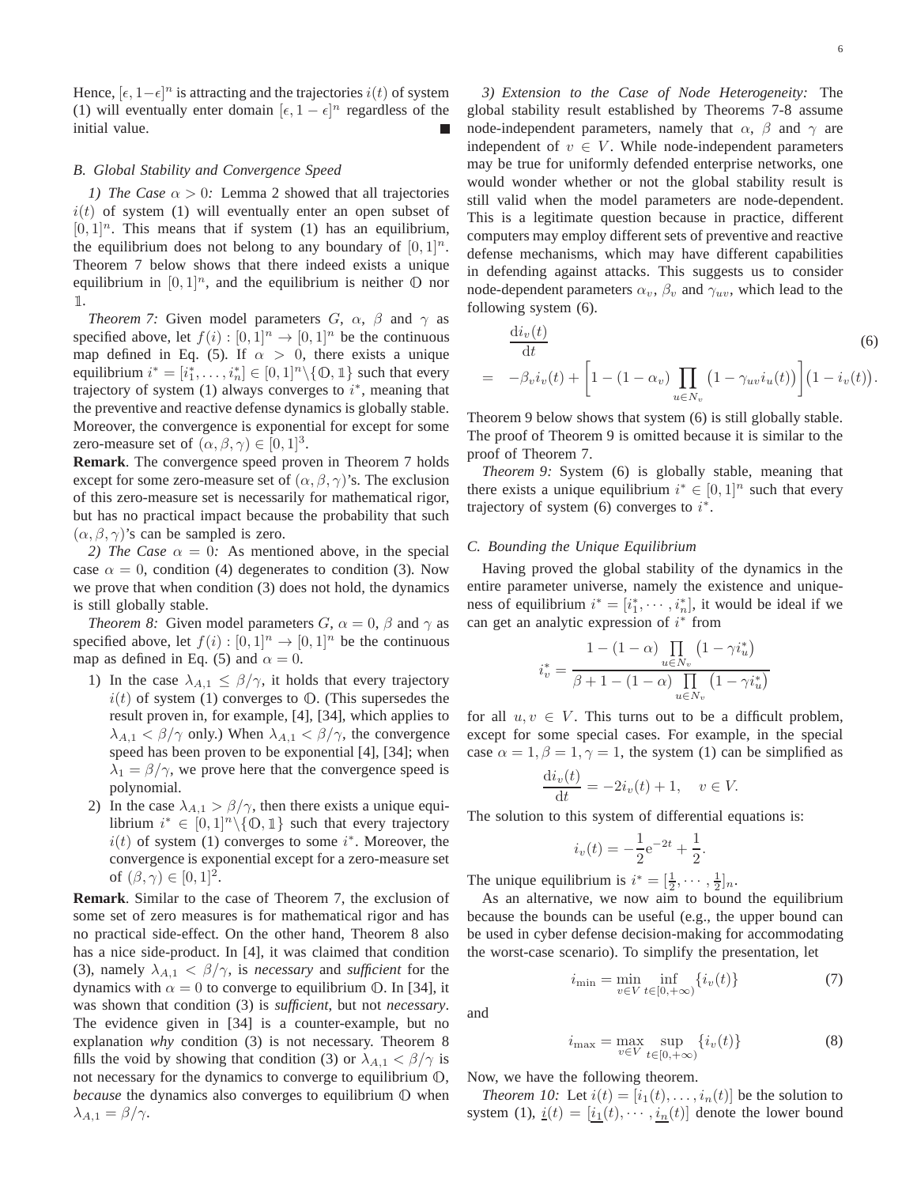Hence, $[\epsilon, 1-\epsilon]^n$ is attracting and the trajectories $i(t)$ of system (1) will eventually enter domain $[\epsilon, 1-\epsilon]^n$ regardless of the initial value. ∎

### B. Global Stability and Convergence Speed

*1) The Case $\alpha > 0$:* Lemma 2 showed that all trajectories $i(t)$ of system (1) will eventually enter an open subset of $[0,1]^n$. This means that if system (1) has an equilibrium, the equilibrium does not belong to any boundary of $[0,1]^n$. Theorem 7 below shows that there indeed exists a unique equilibrium in $[0,1]^n$, and the equilibrium is neither $\mathbb{O}$ nor $\mathbb{1}$.

*Theorem 7:* Given model parameters $G$, $\alpha$, $\beta$ and $\gamma$ as specified above, let $f(i) : [0,1]^n \to [0,1]^n$ be the continuous map defined in Eq. (5). If $\alpha > 0$, there exists a unique equilibrium $i^* = [i_1^*, \ldots, i_n^*] \in [0,1]^n \backslash \{\mathbb{O}, \mathbb{1}\}$ such that every trajectory of system (1) always converges to $i^*$, meaning that the preventive and reactive defense dynamics is globally stable. Moreover, the convergence is exponential for except for some zero-measure set of $(\alpha, \beta, \gamma) \in [0,1]^3$.

**Remark**. The convergence speed proven in Theorem 7 holds except for some zero-measure set of $(\alpha, \beta, \gamma)$'s. The exclusion of this zero-measure set is necessarily for mathematical rigor, but has no practical impact because the probability that such $(\alpha, \beta, \gamma)$'s can be sampled is zero.

*2) The Case $\alpha = 0$:* As mentioned above, in the special case $\alpha = 0$, condition (4) degenerates to condition (3). Now we prove that when condition (3) does not hold, the dynamics is still globally stable.

*Theorem 8:* Given model parameters $G$, $\alpha = 0$, $\beta$ and $\gamma$ as specified above, let $f(i) : [0,1]^n \to [0,1]^n$ be the continuous map as defined in Eq. (5) and $\alpha = 0$.

1) In the case $\lambda_{A,1} \leq \beta/\gamma$, it holds that every trajectory $i(t)$ of system (1) converges to $\mathbb{O}$. (This supersedes the result proven in, for example, [4], [34], which applies to $\lambda_{A,1} < \beta/\gamma$ only.) When $\lambda_{A,1} < \beta/\gamma$, the convergence speed has been proven to be exponential [4], [34]; when $\lambda_1 = \beta/\gamma$, we prove here that the convergence speed is polynomial.
2) In the case $\lambda_{A,1} > \beta/\gamma$, then there exists a unique equilibrium $i^* \in [0,1]^n \backslash \{\mathbb{O}, \mathbb{1}\}$ such that every trajectory $i(t)$ of system (1) converges to some $i^*$. Moreover, the convergence is exponential except for a zero-measure set of $(\beta, \gamma) \in [0,1]^2$.

**Remark**. Similar to the case of Theorem 7, the exclusion of some set of zero measures is for mathematical rigor and has no practical side-effect. On the other hand, Theorem 8 also has a nice side-product. In [4], it was claimed that condition (3), namely $\lambda_{A,1} < \beta/\gamma$, is *necessary* and *sufficient* for the dynamics with $\alpha = 0$ to converge to equilibrium $\mathbb{O}$. In [34], it was shown that condition (3) is *sufficient*, but not *necessary*. The evidence given in [34] is a counter-example, but no explanation *why* condition (3) is not necessary. Theorem 8 fills the void by showing that condition (3) or $\lambda_{A,1} < \beta/\gamma$ is not necessary for the dynamics to converge to equilibrium $\mathbb{O}$, *because* the dynamics also converges to equilibrium $\mathbb{O}$ when $\lambda_{A,1} = \beta/\gamma$.

*3) Extension to the Case of Node Heterogeneity:* The global stability result established by Theorems 7-8 assume node-independent parameters, namely that $\alpha$, $\beta$ and $\gamma$ are independent of $v \in V$. While node-independent parameters may be true for uniformly defended enterprise networks, one would wonder whether or not the global stability result is still valid when the model parameters are node-dependent. This is a legitimate question because in practice, different computers may employ different sets of preventive and reactive defense mechanisms, which may have different capabilities in defending against attacks. This suggests us to consider node-dependent parameters $\alpha_v$, $\beta_v$ and $\gamma_{uv}$, which lead to the following system (6).

$$\frac{\mathrm{d}i_v(t)}{\mathrm{d}t} = -\beta_v i_v(t) + \left[1 - (1-\alpha_v) \prod_{u \in N_v} \big(1 - \gamma_{uv} i_u(t)\big)\right]\big(1 - i_v(t)\big). \tag{6}$$

Theorem 9 below shows that system (6) is still globally stable. The proof of Theorem 9 is omitted because it is similar to the proof of Theorem 7.

*Theorem 9:* System (6) is globally stable, meaning that there exists a unique equilibrium $i^* \in [0,1]^n$ such that every trajectory of system (6) converges to $i^*$.

### C. Bounding the Unique Equilibrium

Having proved the global stability of the dynamics in the entire parameter universe, namely the existence and uniqueness of equilibrium $i^* = [i_1^*, \cdots, i_n^*]$, it would be ideal if we can get an analytic expression of $i^*$ from

$$i_v^* = \frac{1 - (1-\alpha) \prod_{u \in N_v} \big(1 - \gamma i_u^*\big)}{\beta + 1 - (1-\alpha) \prod_{u \in N_v} \big(1 - \gamma i_u^*\big)}$$

for all $u, v \in V$. This turns out to be a difficult problem, except for some special cases. For example, in the special case $\alpha = 1, \beta = 1, \gamma = 1$, the system (1) can be simplified as

$$\frac{\mathrm{d}i_v(t)}{\mathrm{d}t} = -2i_v(t) + 1, \quad v \in V.$$

The solution to this system of differential equations is:

$$i_v(t) = -\frac{1}{2}\mathrm{e}^{-2t} + \frac{1}{2}.$$

The unique equilibrium is $i^* = [\frac{1}{2}, \cdots, \frac{1}{2}]_n$.

As an alternative, we now aim to bound the equilibrium because the bounds can be useful (e.g., the upper bound can be used in cyber defense decision-making for accommodating the worst-case scenario). To simplify the presentation, let

$$i_{\min} = \min_{v \in V} \inf_{t \in [0, +\infty)} \{i_v(t)\} \tag{7}$$

and

$$i_{\max} = \max_{v \in V} \sup_{t \in [0, +\infty)} \{i_v(t)\} \tag{8}$$

Now, we have the following theorem.

*Theorem 10:* Let $i(t) = [i_1(t), \ldots, i_n(t)]$ be the solution to system (1), $\underline{i}(t) = [\underline{i_1}(t), \cdots, \underline{i_n}(t)]$ denote the lower bound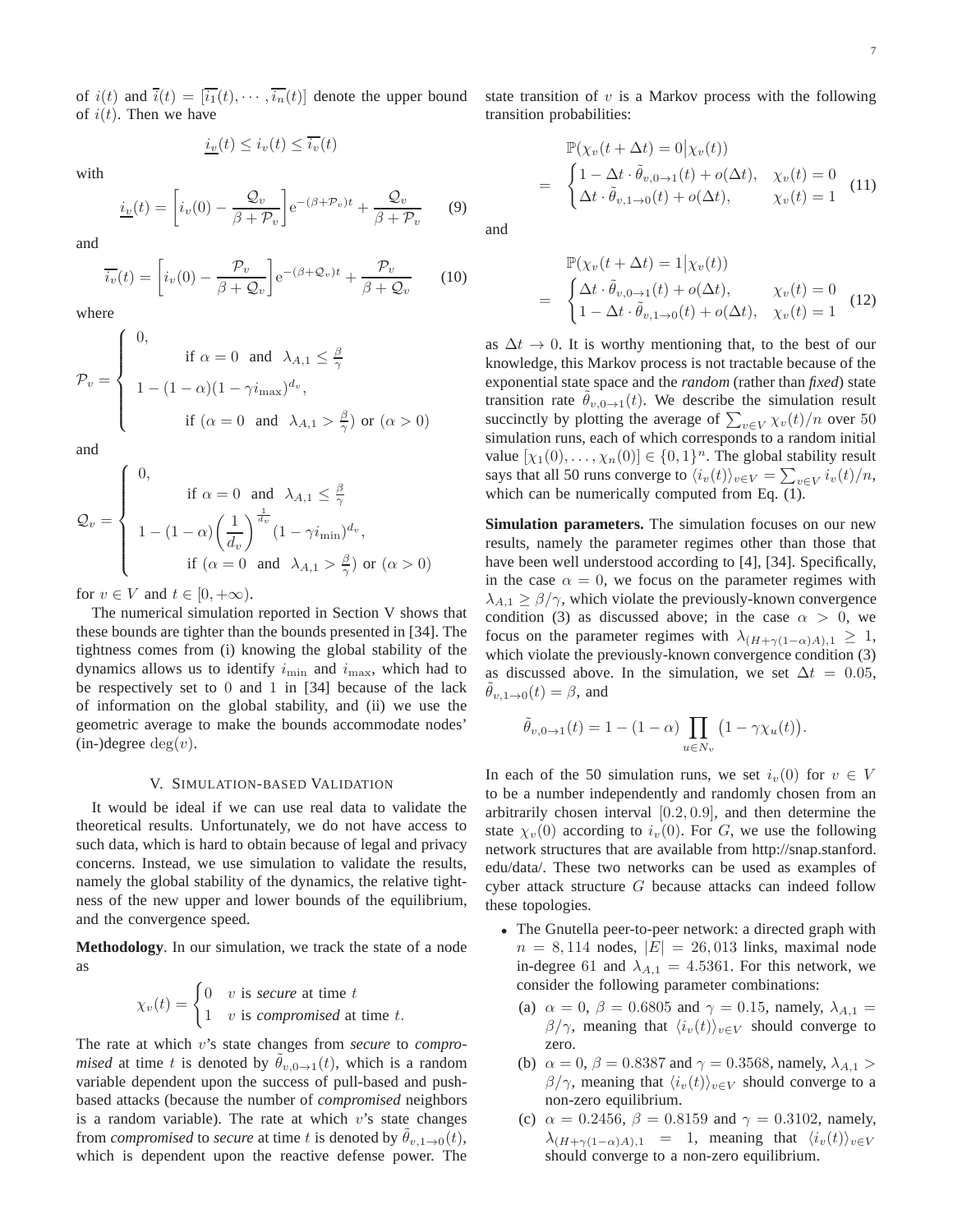of $i(t)$ and $\overline{i}(t) = [\overline{i_1}(t), \cdots, \overline{i_n}(t)]$ denote the upper bound of $i(t)$. Then we have

$$\underline{i_v}(t) \leq i_v(t) \leq \overline{i_v}(t)$$

with

$$\underline{i_v}(t) = \left[i_v(0) - \frac{\mathcal{Q}_v}{\beta + \mathcal{P}_v}\right] \mathrm{e}^{-(\beta+\mathcal{P}_v)t} + \frac{\mathcal{Q}_v}{\beta + \mathcal{P}_v} \tag{9}$$

and

$$\overline{i_v}(t) = \left[i_v(0) - \frac{\mathcal{P}_v}{\beta + \mathcal{Q}_v}\right] \mathrm{e}^{-(\beta+\mathcal{Q}_v)t} + \frac{\mathcal{P}_v}{\beta + \mathcal{Q}_v} \tag{10}$$

where

$$\mathcal{P}_v = \begin{cases} 0, & \text{if } \alpha = 0 \text{ and } \lambda_{A,1} \leq \frac{\beta}{\gamma} \\ 1 - (1-\alpha)(1-\gamma i_{\max})^{d_v}, & \text{if } (\alpha = 0 \text{ and } \lambda_{A,1} > \frac{\beta}{\gamma}) \text{ or } (\alpha > 0) \end{cases}$$

and

$$\mathcal{Q}_v = \begin{cases} 0, & \text{if } \alpha = 0 \text{ and } \lambda_{A,1} \leq \frac{\beta}{\gamma} \\ 1 - (1-\alpha)\left(\frac{1}{d_v}\right)^{\frac{1}{d_v}} (1-\gamma i_{\min})^{d_v}, & \text{if } (\alpha = 0 \text{ and } \lambda_{A,1} > \frac{\beta}{\gamma}) \text{ or } (\alpha > 0) \end{cases}$$

for $v \in V$ and $t \in [0, +\infty)$.

The numerical simulation reported in Section V shows that these bounds are tighter than the bounds presented in [34]. The tightness comes from (i) knowing the global stability of the dynamics allows us to identify $i_{\min}$ and $i_{\max}$, which had to be respectively set to 0 and 1 in [34] because of the lack of information on the global stability, and (ii) we use the geometric average to make the bounds accommodate nodes' (in-)degree $\deg(v)$.

## V. Simulation-based Validation

It would be ideal if we can use real data to validate the theoretical results. Unfortunately, we do not have access to such data, which is hard to obtain because of legal and privacy concerns. Instead, we use simulation to validate the results, namely the global stability of the dynamics, the relative tightness of the new upper and lower bounds of the equilibrium, and the convergence speed.

**Methodology**. In our simulation, we track the state of a node as

$$\chi_v(t) = \begin{cases} 0 & v \text{ is } \textit{secure} \text{ at time } t \\ 1 & v \text{ is } \textit{compromised} \text{ at time } t. \end{cases}$$

The rate at which $v$'s state changes from *secure* to *compromised* at time $t$ is denoted by $\tilde{\theta}_{v,0\to1}(t)$, which is a random variable dependent upon the success of pull-based and push-based attacks (because the number of *compromised* neighbors is a random variable). The rate at which $v$'s state changes from *compromised* to *secure* at time $t$ is denoted by $\tilde{\theta}_{v,1\to0}(t)$, which is dependent upon the reactive defense power. The state transition of $v$ is a Markov process with the following transition probabilities:

$$\begin{aligned} & \mathbb{P}(\chi_v(t+\Delta t) = 0 \big| \chi_v(t)) \\ = & \begin{cases} 1 - \Delta t \cdot \tilde{\theta}_{v,0\to1}(t) + o(\Delta t), & \chi_v(t) = 0 \\ \Delta t \cdot \tilde{\theta}_{v,1\to0}(t) + o(\Delta t), & \chi_v(t) = 1 \end{cases} \end{aligned} \tag{11}$$

and

$$\begin{aligned} & \mathbb{P}(\chi_v(t+\Delta t) = 1 \big| \chi_v(t)) \\ = & \begin{cases} \Delta t \cdot \tilde{\theta}_{v,0\to1}(t) + o(\Delta t), & \chi_v(t) = 0 \\ 1 - \Delta t \cdot \tilde{\theta}_{v,1\to0}(t) + o(\Delta t), & \chi_v(t) = 1 \end{cases} \end{aligned} \tag{12}$$

as $\Delta t \to 0$. It is worthy mentioning that, to the best of our knowledge, this Markov process is not tractable because of the exponential state space and the *random* (rather than *fixed*) state transition rate $\tilde{\theta}_{v,0\to1}(t)$. We describe the simulation result succinctly by plotting the average of $\sum_{v\in V} \chi_v(t)/n$ over 50 simulation runs, each of which corresponds to a random initial value $[\chi_1(0), \ldots, \chi_n(0)] \in \{0,1\}^n$. The global stability result says that all 50 runs converge to $\langle i_v(t) \rangle_{v\in V} = \sum_{v\in V} i_v(t)/n$, which can be numerically computed from Eq. (1).

**Simulation parameters.** The simulation focuses on our new results, namely the parameter regimes other than those that have been well understood according to [4], [34]. Specifically, in the case $\alpha = 0$, we focus on the parameter regimes with $\lambda_{A,1} \geq \beta/\gamma$, which violate the previously-known convergence condition (3) as discussed above; in the case $\alpha > 0$, we focus on the parameter regimes with $\lambda_{(H+\gamma(1-\alpha)A),1} \geq 1$, which violate the previously-known convergence condition (3) as discussed above. In the simulation, we set $\Delta t = 0.05$, $\tilde{\theta}_{v,1\to0}(t) = \beta$, and

$$\tilde{\theta}_{v,0\to1}(t) = 1 - (1-\alpha) \prod_{u\in N_v} \big(1 - \gamma \chi_u(t)\big).$$

In each of the 50 simulation runs, we set $i_v(0)$ for $v \in V$ to be a number independently and randomly chosen from an arbitrarily chosen interval $[0.2, 0.9]$, and then determine the state $\chi_v(0)$ according to $i_v(0)$. For $G$, we use the following network structures that are available from http://snap.stanford.edu/data/. These two networks can be used as examples of cyber attack structure $G$ because attacks can indeed follow these topologies.

- The Gnutella peer-to-peer network: a directed graph with $n = 8,114$ nodes, $|E| = 26,013$ links, maximal node in-degree 61 and $\lambda_{A,1} = 4.5361$. For this network, we consider the following parameter combinations:
  - (a) $\alpha = 0$, $\beta = 0.6805$ and $\gamma = 0.15$, namely, $\lambda_{A,1} = \beta/\gamma$, meaning that $\langle i_v(t) \rangle_{v\in V}$ should converge to zero.
  - (b) $\alpha = 0$, $\beta = 0.8387$ and $\gamma = 0.3568$, namely, $\lambda_{A,1} > \beta/\gamma$, meaning that $\langle i_v(t) \rangle_{v\in V}$ should converge to a non-zero equilibrium.
  - (c) $\alpha = 0.2456$, $\beta = 0.8159$ and $\gamma = 0.3102$, namely, $\lambda_{(H+\gamma(1-\alpha)A),1} = 1$, meaning that $\langle i_v(t) \rangle_{v\in V}$ should converge to a non-zero equilibrium.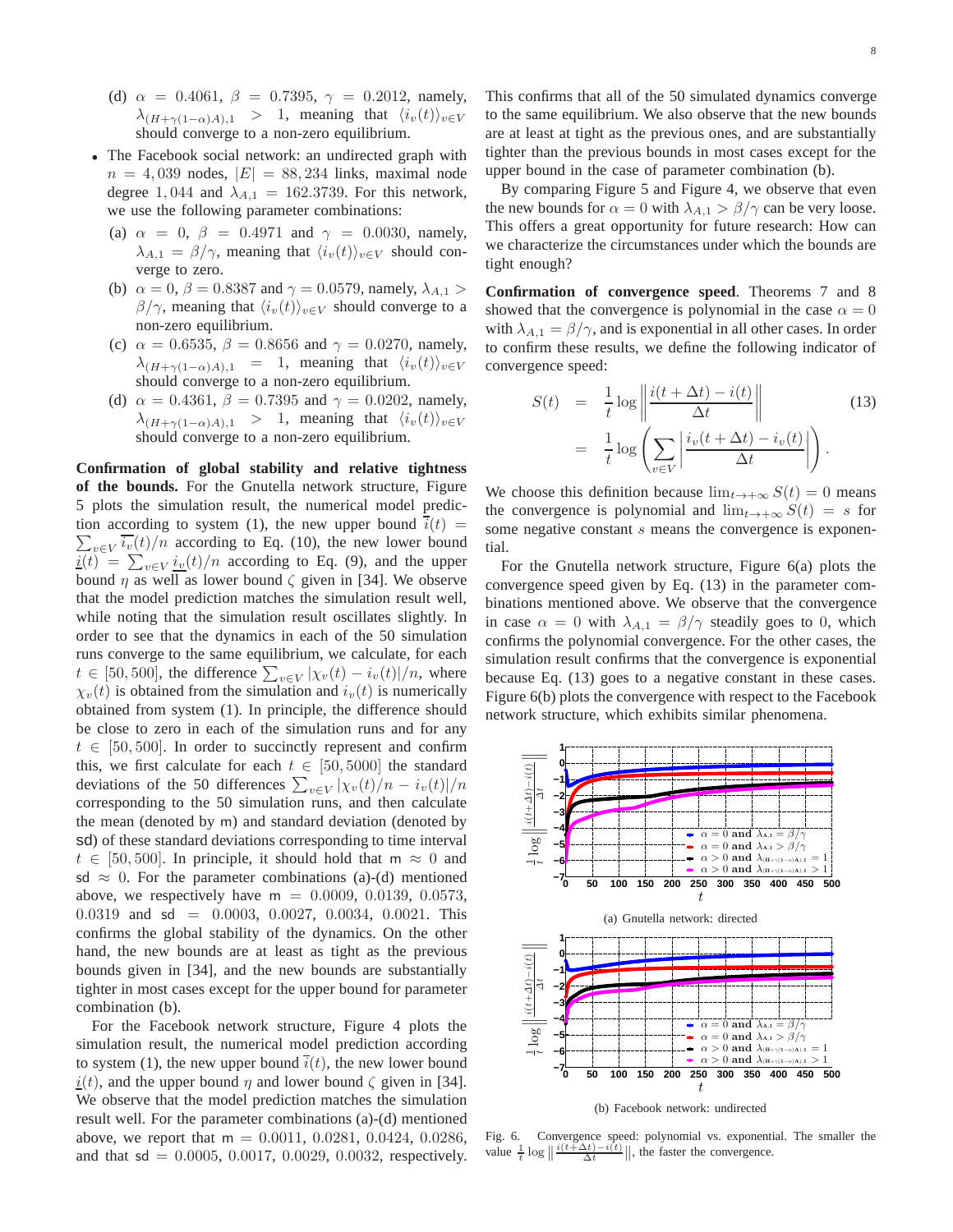(d) $\alpha = 0.4061$, $\beta = 0.7395$, $\gamma = 0.2012$, namely, $\lambda_{(H+\gamma(1-\alpha)A),1} > 1$, meaning that $\langle i_v(t) \rangle_{v \in V}$ should converge to a non-zero equilibrium.

- The Facebook social network: an undirected graph with $n = 4,039$ nodes, $|E| = 88,234$ links, maximal node degree $1,044$ and $\lambda_{A,1} = 162.3739$. For this network, we use the following parameter combinations:
  - (a) $\alpha = 0$, $\beta = 0.4971$ and $\gamma = 0.0030$, namely, $\lambda_{A,1} = \beta/\gamma$, meaning that $\langle i_v(t) \rangle_{v \in V}$ should converge to zero.
  - (b) $\alpha = 0$, $\beta = 0.8387$ and $\gamma = 0.0579$, namely, $\lambda_{A,1} > \beta/\gamma$, meaning that $\langle i_v(t) \rangle_{v \in V}$ should converge to a non-zero equilibrium.
  - (c) $\alpha = 0.6535$, $\beta = 0.8656$ and $\gamma = 0.0270$, namely, $\lambda_{(H+\gamma(1-\alpha)A),1} = 1$, meaning that $\langle i_v(t) \rangle_{v \in V}$ should converge to a non-zero equilibrium.
  - (d) $\alpha = 0.4361$, $\beta = 0.7395$ and $\gamma = 0.0202$, namely, $\lambda_{(H+\gamma(1-\alpha)A),1} > 1$, meaning that $\langle i_v(t) \rangle_{v \in V}$ should converge to a non-zero equilibrium.

**Confirmation of global stability and relative tightness of the bounds.** For the Gnutella network structure, Figure 5 plots the simulation result, the numerical model prediction according to system (1), the new upper bound $\overline{i}(t) = \sum_{v \in V} \overline{i_v}(t)/n$ according to Eq. (10), the new lower bound $\underline{i}(t) = \sum_{v \in V} \underline{i_v}(t)/n$ according to Eq. (9), and the upper bound $\eta$ as well as lower bound $\zeta$ given in [34]. We observe that the model prediction matches the simulation result well, while noting that the simulation result oscillates slightly. In order to see that the dynamics in each of the 50 simulation runs converge to the same equilibrium, we calculate, for each $t \in [50, 500]$, the difference $\sum_{v \in V} |\chi_v(t) - i_v(t)|/n$, where $\chi_v(t)$ is obtained from the simulation and $i_v(t)$ is numerically obtained from system (1). In principle, the difference should be close to zero in each of the simulation runs and for any $t \in [50, 500]$. In order to succinctly represent and confirm this, we first calculate for each $t \in [50, 5000]$ the standard deviations of the 50 differences $\sum_{v \in V} |\chi_v(t)/n - i_v(t)|/n$ corresponding to the 50 simulation runs, and then calculate the mean (denoted by m) and standard deviation (denoted by sd) of these standard deviations corresponding to time interval $t \in [50, 500]$. In principle, it should hold that m $\approx 0$ and sd $\approx 0$. For the parameter combinations (a)-(d) mentioned above, we respectively have m $= 0.0009$, $0.0139$, $0.0573$, $0.0319$ and sd $= 0.0003$, $0.0027$, $0.0034$, $0.0021$. This confirms the global stability of the dynamics. On the other hand, the new bounds are at least as tight as the previous bounds given in [34], and the new bounds are substantially tighter in most cases except for the upper bound for parameter combination (b).

For the Facebook network structure, Figure 4 plots the simulation result, the numerical model prediction according to system (1), the new upper bound $\overline{i}(t)$, the new lower bound $\underline{i}(t)$, and the upper bound $\eta$ and lower bound $\zeta$ given in [34]. We observe that the model prediction matches the simulation result well. For the parameter combinations (a)-(d) mentioned above, we report that m $= 0.0011$, $0.0281$, $0.0424$, $0.0286$, and that sd $= 0.0005$, $0.0017$, $0.0029$, $0.0032$, respectively. This confirms that all of the 50 simulated dynamics converge to the same equilibrium. We also observe that the new bounds are at least at tight as the previous ones, and are substantially tighter than the previous bounds in most cases except for the upper bound in the case of parameter combination (b).

By comparing Figure 5 and Figure 4, we observe that even the new bounds for $\alpha = 0$ with $\lambda_{A,1} > \beta/\gamma$ can be very loose. This offers a great opportunity for future research: How can we characterize the circumstances under which the bounds are tight enough?

**Confirmation of convergence speed**. Theorems 7 and 8 showed that the convergence is polynomial in the case $\alpha = 0$ with $\lambda_{A,1} = \beta/\gamma$, and is exponential in all other cases. In order to confirm these results, we define the following indicator of convergence speed:

$$
\begin{aligned}
S(t) &= \frac{1}{t} \log \left\| \frac{i(t + \Delta t) - i(t)}{\Delta t} \right\| \\
&= \frac{1}{t} \log \left( \sum_{v \in V} \left| \frac{i_v(t + \Delta t) - i_v(t)}{\Delta t} \right| \right).
\end{aligned} \tag{13}
$$

We choose this definition because $\lim_{t \to +\infty} S(t) = 0$ means the convergence is polynomial and $\lim_{t \to +\infty} S(t) = s$ for some negative constant $s$ means the convergence is exponential.

For the Gnutella network structure, Figure 6(a) plots the convergence speed given by Eq. (13) in the parameter combinations mentioned above. We observe that the convergence in case $\alpha = 0$ with $\lambda_{A,1} = \beta/\gamma$ steadily goes to 0, which confirms the polynomial convergence. For the other cases, the simulation result confirms that the convergence is exponential because Eq. (13) goes to a negative constant in these cases. Figure 6(b) plots the convergence with respect to the Facebook network structure, which exhibits similar phenomena.

(a) Gnutella network: directed

(b) Facebook network: undirected

Fig. 6. Convergence speed: polynomial vs. exponential. The smaller the value $\frac{1}{t} \log \| \frac{i(t+\Delta t) - i(t)}{\Delta t} \|$, the faster the convergence.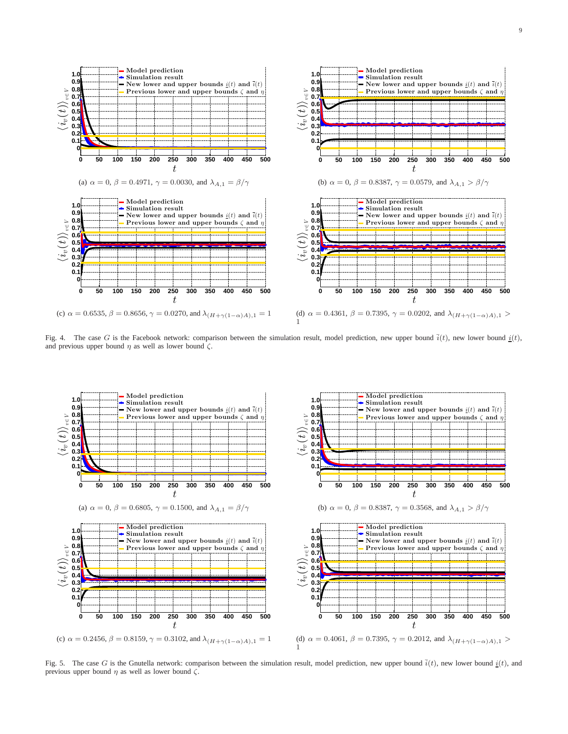(a) $\alpha = 0$, $\beta = 0.4971$, $\gamma = 0.0030$, and $\lambda_{A,1} = \beta/\gamma$

(b) $\alpha = 0$, $\beta = 0.8387$, $\gamma = 0.0579$, and $\lambda_{A,1} > \beta/\gamma$

(c) $\alpha = 0.6535$, $\beta = 0.8656$, $\gamma = 0.0270$, and $\lambda_{(H+\gamma(1-\alpha)A),1} = 1$

(d) $\alpha = 0.4361$, $\beta = 0.7395$, $\gamma = 0.0202$, and $\lambda_{(H+\gamma(1-\alpha)A),1} > 1$

Fig. 4. The case $G$ is the Facebook network: comparison between the simulation result, model prediction, new upper bound $\bar{i}(t)$, new lower bound $\underline{i}(t)$, and previous upper bound $\eta$ as well as lower bound $\zeta$.

(a) $\alpha = 0$, $\beta = 0.6805$, $\gamma = 0.1500$, and $\lambda_{A,1} = \beta/\gamma$

(b) $\alpha = 0$, $\beta = 0.8387$, $\gamma = 0.3568$, and $\lambda_{A,1} > \beta/\gamma$

(c) $\alpha = 0.2456$, $\beta = 0.8159$, $\gamma = 0.3102$, and $\lambda_{(H+\gamma(1-\alpha)A),1} = 1$

(d) $\alpha = 0.4061$, $\beta = 0.7395$, $\gamma = 0.2012$, and $\lambda_{(H+\gamma(1-\alpha)A),1} > 1$

Fig. 5. The case $G$ is the Gnutella network: comparison between the simulation result, model prediction, new upper bound $\bar{i}(t)$, new lower bound $\underline{i}(t)$, and previous upper bound $\eta$ as well as lower bound $\zeta$.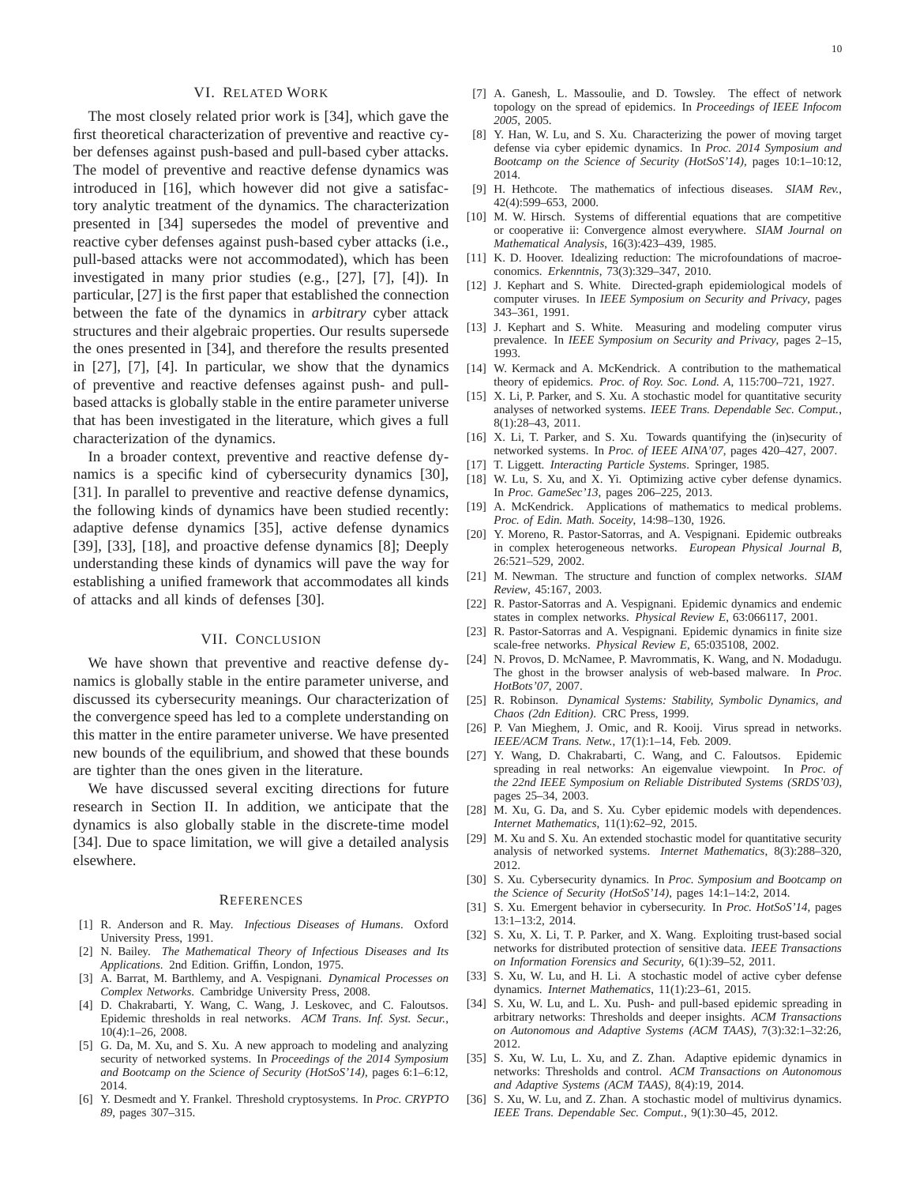## VI. Related Work

The most closely related prior work is [34], which gave the first theoretical characterization of preventive and reactive cyber defenses against push-based and pull-based cyber attacks. The model of preventive and reactive defense dynamics was introduced in [16], which however did not give a satisfactory analytic treatment of the dynamics. The characterization presented in [34] supersedes the model of preventive and reactive cyber defenses against push-based cyber attacks (i.e., pull-based attacks were not accommodated), which has been investigated in many prior studies (e.g., [27], [7], [4]). In particular, [27] is the first paper that established the connection between the fate of the dynamics in *arbitrary* cyber attack structures and their algebraic properties. Our results supersede the ones presented in [34], and therefore the results presented in [27], [7], [4]. In particular, we show that the dynamics of preventive and reactive defenses against push- and pull-based attacks is globally stable in the entire parameter universe that has been investigated in the literature, which gives a full characterization of the dynamics.

In a broader context, preventive and reactive defense dynamics is a specific kind of cybersecurity dynamics [30], [31]. In parallel to preventive and reactive defense dynamics, the following kinds of dynamics have been studied recently: adaptive defense dynamics [35], active defense dynamics [39], [33], [18], and proactive defense dynamics [8]; Deeply understanding these kinds of dynamics will pave the way for establishing a unified framework that accommodates all kinds of attacks and all kinds of defenses [30].

## VII. Conclusion

We have shown that preventive and reactive defense dynamics is globally stable in the entire parameter universe, and discussed its cybersecurity meanings. Our characterization of the convergence speed has led to a complete understanding on this matter in the entire parameter universe. We have presented new bounds of the equilibrium, and showed that these bounds are tighter than the ones given in the literature.

We have discussed several exciting directions for future research in Section II. In addition, we anticipate that the dynamics is also globally stable in the discrete-time model [34]. Due to space limitation, we will give a detailed analysis elsewhere.

## References

[1] R. Anderson and R. May. *Infectious Diseases of Humans*. Oxford University Press, 1991.

[2] N. Bailey. *The Mathematical Theory of Infectious Diseases and Its Applications*. 2nd Edition. Griffin, London, 1975.

[3] A. Barrat, M. Barthlemy, and A. Vespignani. *Dynamical Processes on Complex Networks*. Cambridge University Press, 2008.

[4] D. Chakrabarti, Y. Wang, C. Wang, J. Leskovec, and C. Faloutsos. Epidemic thresholds in real networks. *ACM Trans. Inf. Syst. Secur.*, 10(4):1–26, 2008.

[5] G. Da, M. Xu, and S. Xu. A new approach to modeling and analyzing security of networked systems. In *Proceedings of the 2014 Symposium and Bootcamp on the Science of Security (HotSoS'14)*, pages 6:1–6:12, 2014.

[6] Y. Desmedt and Y. Frankel. Threshold cryptosystems. In *Proc. CRYPTO 89*, pages 307–315.

[7] A. Ganesh, L. Massoulie, and D. Towsley. The effect of network topology on the spread of epidemics. In *Proceedings of IEEE Infocom 2005*, 2005.

[8] Y. Han, W. Lu, and S. Xu. Characterizing the power of moving target defense via cyber epidemic dynamics. In *Proc. 2014 Symposium and Bootcamp on the Science of Security (HotSoS'14)*, pages 10:1–10:12, 2014.

[9] H. Hethcote. The mathematics of infectious diseases. *SIAM Rev.*, 42(4):599–653, 2000.

[10] M. W. Hirsch. Systems of differential equations that are competitive or cooperative ii: Convergence almost everywhere. *SIAM Journal on Mathematical Analysis*, 16(3):423–439, 1985.

[11] K. D. Hoover. Idealizing reduction: The microfoundations of macroeconomics. *Erkenntnis*, 73(3):329–347, 2010.

[12] J. Kephart and S. White. Directed-graph epidemiological models of computer viruses. In *IEEE Symposium on Security and Privacy*, pages 343–361, 1991.

[13] J. Kephart and S. White. Measuring and modeling computer virus prevalence. In *IEEE Symposium on Security and Privacy*, pages 2–15, 1993.

[14] W. Kermack and A. McKendrick. A contribution to the mathematical theory of epidemics. *Proc. of Roy. Soc. Lond. A*, 115:700–721, 1927.

[15] X. Li, P. Parker, and S. Xu. A stochastic model for quantitative security analyses of networked systems. *IEEE Trans. Dependable Sec. Comput.*, 8(1):28–43, 2011.

[16] X. Li, T. Parker, and S. Xu. Towards quantifying the (in)security of networked systems. In *Proc. of IEEE AINA'07*, pages 420–427, 2007.

[17] T. Liggett. *Interacting Particle Systems*. Springer, 1985.

[18] W. Lu, S. Xu, and X. Yi. Optimizing active cyber defense dynamics. In *Proc. GameSec'13*, pages 206–225, 2013.

[19] A. McKendrick. Applications of mathematics to medical problems. *Proc. of Edin. Math. Soceity*, 14:98–130, 1926.

[20] Y. Moreno, R. Pastor-Satorras, and A. Vespignani. Epidemic outbreaks in complex heterogeneous networks. *European Physical Journal B*, 26:521–529, 2002.

[21] M. Newman. The structure and function of complex networks. *SIAM Review*, 45:167, 2003.

[22] R. Pastor-Satorras and A. Vespignani. Epidemic dynamics and endemic states in complex networks. *Physical Review E*, 63:066117, 2001.

[23] R. Pastor-Satorras and A. Vespignani. Epidemic dynamics in finite size scale-free networks. *Physical Review E*, 65:035108, 2002.

[24] N. Provos, D. McNamee, P. Mavrommatis, K. Wang, and N. Modadugu. The ghost in the browser analysis of web-based malware. In *Proc. HotBots'07*, 2007.

[25] R. Robinson. *Dynamical Systems: Stability, Symbolic Dynamics, and Chaos (2dn Edition)*. CRC Press, 1999.

[26] P. Van Mieghem, J. Omic, and R. Kooij. Virus spread in networks. *IEEE/ACM Trans. Netw.*, 17(1):1–14, Feb. 2009.

[27] Y. Wang, D. Chakrabarti, C. Wang, and C. Faloutsos. Epidemic spreading in real networks: An eigenvalue viewpoint. In *Proc. of the 22nd IEEE Symposium on Reliable Distributed Systems (SRDS'03)*, pages 25–34, 2003.

[28] M. Xu, G. Da, and S. Xu. Cyber epidemic models with dependences. *Internet Mathematics*, 11(1):62–92, 2015.

[29] M. Xu and S. Xu. An extended stochastic model for quantitative security analysis of networked systems. *Internet Mathematics*, 8(3):288–320, 2012.

[30] S. Xu. Cybersecurity dynamics. In *Proc. Symposium and Bootcamp on the Science of Security (HotSoS'14)*, pages 14:1–14:2, 2014.

[31] S. Xu. Emergent behavior in cybersecurity. In *Proc. HotSoS'14*, pages 13:1–13:2, 2014.

[32] S. Xu, X. Li, T. P. Parker, and X. Wang. Exploiting trust-based social networks for distributed protection of sensitive data. *IEEE Transactions on Information Forensics and Security*, 6(1):39–52, 2011.

[33] S. Xu, W. Lu, and H. Li. A stochastic model of active cyber defense dynamics. *Internet Mathematics*, 11(1):23–61, 2015.

[34] S. Xu, W. Lu, and L. Xu. Push- and pull-based epidemic spreading in arbitrary networks: Thresholds and deeper insights. *ACM Transactions on Autonomous and Adaptive Systems (ACM TAAS)*, 7(3):32:1–32:26, 2012.

[35] S. Xu, W. Lu, L. Xu, and Z. Zhan. Adaptive epidemic dynamics in networks: Thresholds and control. *ACM Transactions on Autonomous and Adaptive Systems (ACM TAAS)*, 8(4):19, 2014.

[36] S. Xu, W. Lu, and Z. Zhan. A stochastic model of multivirus dynamics. *IEEE Trans. Dependable Sec. Comput.*, 9(1):30–45, 2012.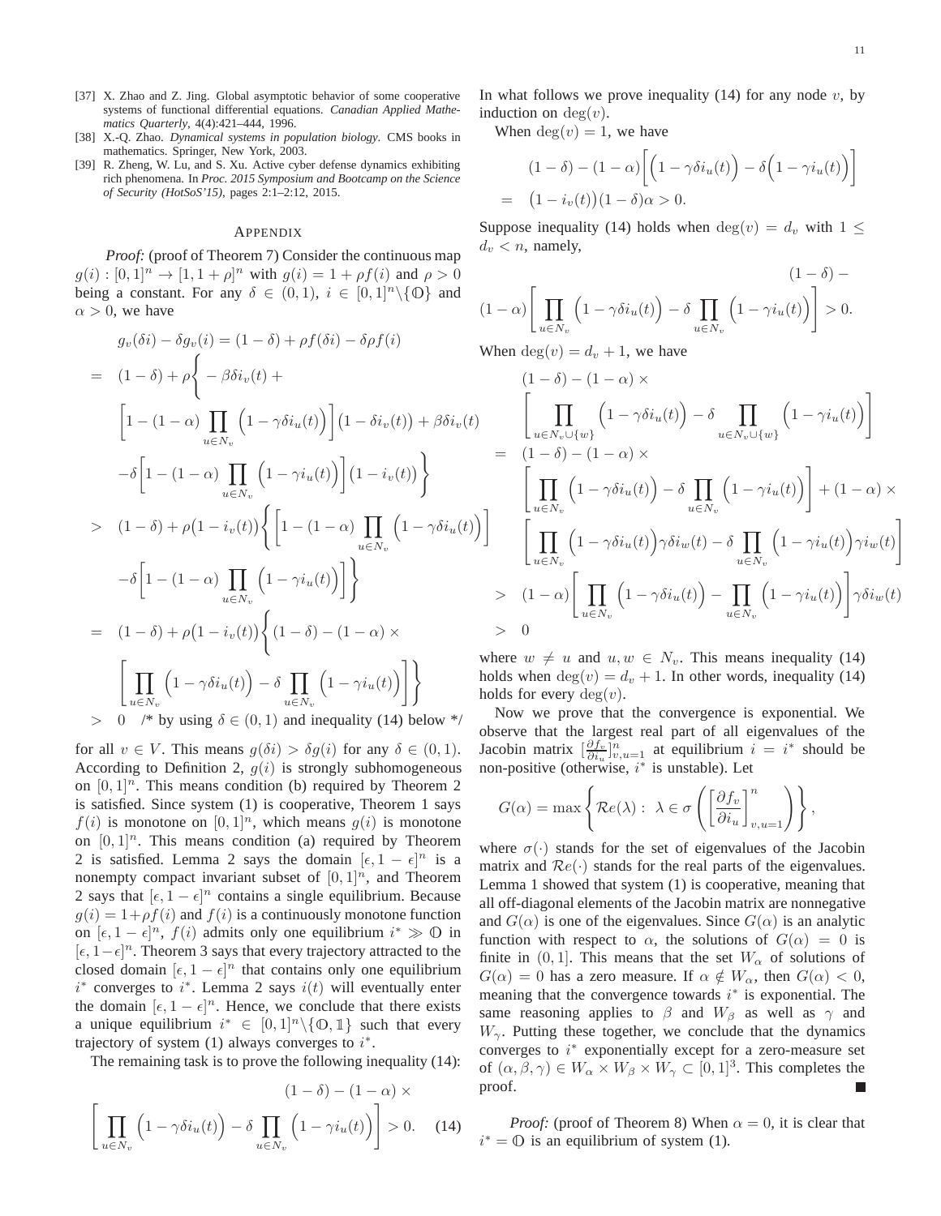[37] X. Zhao and Z. Jing. Global asymptotic behavior of some cooperative systems of functional differential equations. *Canadian Applied Mathematics Quarterly*, 4(4):421–444, 1996.

[38] X.-Q. Zhao. *Dynamical systems in population biology*. CMS books in mathematics. Springer, New York, 2003.

[39] R. Zheng, W. Lu, and S. Xu. Active cyber defense dynamics exhibiting rich phenomena. In *Proc. 2015 Symposium and Bootcamp on the Science of Security (HotSoS'15)*, pages 2:1–2:12, 2015.

## APPENDIX

*Proof:* (proof of Theorem 7) Consider the continuous map $g(i) : [0,1]^n \to [1, 1+\rho]^n$ with $g(i) = 1 + \rho f(i)$ and $\rho > 0$ being a constant. For any $\delta \in (0,1)$, $i \in [0,1]^n \backslash \{\mathbb{O}\}$ and $\alpha > 0$, we have

$$
\begin{aligned}
& g_v(\delta i) - \delta g_v(i) = (1-\delta) + \rho f(\delta i) - \delta \rho f(i) \\
= \; & (1-\delta) + \rho \Bigg\{ -\beta \delta i_v(t) + \\
& \Bigg[1 - (1-\alpha) \prod_{u \in N_v} \Big(1 - \gamma \delta i_u(t)\Big)\Bigg]\big(1 - \delta i_v(t)\big) + \beta \delta i_v(t) \\
& -\delta \Bigg[1 - (1-\alpha) \prod_{u \in N_v} \Big(1 - \gamma i_u(t)\Big)\Bigg]\big(1 - i_v(t)\big) \Bigg\} \\
> \; & (1-\delta) + \rho \big(1 - i_v(t)\big) \Bigg\{ \Bigg[1 - (1-\alpha) \prod_{u \in N_v} \Big(1 - \gamma \delta i_u(t)\Big)\Bigg] \\
& -\delta \Bigg[1 - (1-\alpha) \prod_{u \in N_v} \Big(1 - \gamma i_u(t)\Big)\Bigg] \Bigg\} \\
= \; & (1-\delta) + \rho \big(1 - i_v(t)\big) \Bigg\{ (1-\delta) - (1-\alpha) \times \\
& \Bigg[ \prod_{u \in N_v} \Big(1 - \gamma \delta i_u(t)\Big) - \delta \prod_{u \in N_v} \Big(1 - \gamma i_u(t)\Big)\Bigg] \Bigg\} \\
> \; & 0 \quad \text{/* by using } \delta \in (0,1) \text{ and inequality (14) below */}
\end{aligned}
$$

for all $v \in V$. This means $g(\delta i) > \delta g(i)$ for any $\delta \in (0,1)$. According to Definition 2, $g(i)$ is strongly subhomogeneous on $[0,1]^n$. This means condition (b) required by Theorem 2 is satisfied. Since system (1) is cooperative, Theorem 1 says $f(i)$ is monotone on $[0,1]^n$, which means $g(i)$ is monotone on $[0,1]^n$. This means condition (a) required by Theorem 2 is satisfied. Lemma 2 says the domain $[\epsilon, 1-\epsilon]^n$ is a nonempty compact invariant subset of $[0,1]^n$, and Theorem 2 says that $[\epsilon, 1-\epsilon]^n$ contains a single equilibrium. Because $g(i) = 1 + \rho f(i)$ and $f(i)$ is a continuously monotone function on $[\epsilon, 1-\epsilon]^n$, $f(i)$ admits only one equilibrium $i^* \gg \mathbb{O}$ in $[\epsilon, 1-\epsilon]^n$. Theorem 3 says that every trajectory attracted to the closed domain $[\epsilon, 1-\epsilon]^n$ that contains only one equilibrium $i^*$ converges to $i^*$. Lemma 2 says $i(t)$ will eventually enter the domain $[\epsilon, 1-\epsilon]^n$. Hence, we conclude that there exists a unique equilibrium $i^* \in [0,1]^n \backslash \{\mathbb{O}, \mathbb{1}\}$ such that every trajectory of system (1) always converges to $i^*$.

The remaining task is to prove the following inequality (14):

$$
(1-\delta) - (1-\alpha) \times \Bigg[ \prod_{u \in N_v} \Big(1 - \gamma \delta i_u(t)\Big) - \delta \prod_{u \in N_v} \Big(1 - \gamma i_u(t)\Big)\Bigg] > 0. \tag{14}
$$

In what follows we prove inequality (14) for any node $v$, by induction on $\deg(v)$.

When $\deg(v) = 1$, we have

$$
\begin{aligned}
& (1-\delta) - (1-\alpha)\Bigg[\Big(1 - \gamma \delta i_u(t)\Big) - \delta\Big(1 - \gamma i_u(t)\Big)\Bigg] \\
= \; & \big(1 - i_v(t)\big)(1-\delta)\alpha > 0.
\end{aligned}
$$

Suppose inequality (14) holds when $\deg(v) = d_v$ with $1 \leq d_v < n$, namely,

$$
(1-\delta) - (1-\alpha)\Bigg[ \prod_{u \in N_v} \Big(1 - \gamma \delta i_u(t)\Big) - \delta \prod_{u \in N_v} \Big(1 - \gamma i_u(t)\Big)\Bigg] > 0.
$$

When $\deg(v) = d_v + 1$, we have

$$
\begin{aligned}
& (1-\delta) - (1-\alpha) \times \\
& \Bigg[ \prod_{u \in N_v \cup \{w\}} \Big(1 - \gamma \delta i_u(t)\Big) - \delta \prod_{u \in N_v \cup \{w\}} \Big(1 - \gamma i_u(t)\Big)\Bigg] \\
= \; & (1-\delta) - (1-\alpha) \times \\
& \Bigg[ \prod_{u \in N_v} \Big(1 - \gamma \delta i_u(t)\Big) - \delta \prod_{u \in N_v} \Big(1 - \gamma i_u(t)\Big)\Bigg] + (1-\alpha) \times \\
& \Bigg[ \prod_{u \in N_v} \Big(1 - \gamma \delta i_u(t)\Big)\gamma \delta i_w(t) - \delta \prod_{u \in N_v} \Big(1 - \gamma i_u(t)\Big)\gamma i_w(t)\Bigg] \\
> \; & (1-\alpha)\Bigg[ \prod_{u \in N_v} \Big(1 - \gamma \delta i_u(t)\Big) - \prod_{u \in N_v} \Big(1 - \gamma i_u(t)\Big)\Bigg]\gamma \delta i_w(t) \\
> \; & 0
\end{aligned}
$$

where $w \neq u$ and $u, w \in N_v$. This means inequality (14) holds when $\deg(v) = d_v + 1$. In other words, inequality (14) holds for every $\deg(v)$.

Now we prove that the convergence is exponential. We observe that the largest real part of all eigenvalues of the Jacobin matrix $[\frac{\partial f_v}{\partial i_u}]_{v,u=1}^n$ at equilibrium $i = i^*$ should be non-positive (otherwise, $i^*$ is unstable). Let

$$
G(\alpha) = \max \left\{ \mathcal{R}e(\lambda) : \; \lambda \in \sigma\left( \left[\frac{\partial f_v}{\partial i_u}\right]_{v,u=1}^n \right) \right\},
$$

where $\sigma(\cdot)$ stands for the set of eigenvalues of the Jacobin matrix and $\mathcal{R}e(\cdot)$ stands for the real parts of the eigenvalues. Lemma 1 showed that system (1) is cooperative, meaning that all off-diagonal elements of the Jacobin matrix are nonnegative and $G(\alpha)$ is one of the eigenvalues. Since $G(\alpha)$ is an analytic function with respect to $\alpha$, the solutions of $G(\alpha) = 0$ is finite in $(0,1]$. This means that the set $W_\alpha$ of solutions of $G(\alpha) = 0$ has a zero measure. If $\alpha \notin W_\alpha$, then $G(\alpha) < 0$, meaning that the convergence towards $i^*$ is exponential. The same reasoning applies to $\beta$ and $W_\beta$ as well as $\gamma$ and $W_\gamma$. Putting these together, we conclude that the dynamics converges to $i^*$ exponentially except for a zero-measure set of $(\alpha, \beta, \gamma) \in W_\alpha \times W_\beta \times W_\gamma \subset [0,1]^3$. This completes the proof. ■

*Proof:* (proof of Theorem 8) When $\alpha = 0$, it is clear that $i^* = \mathbb{O}$ is an equilibrium of system (1).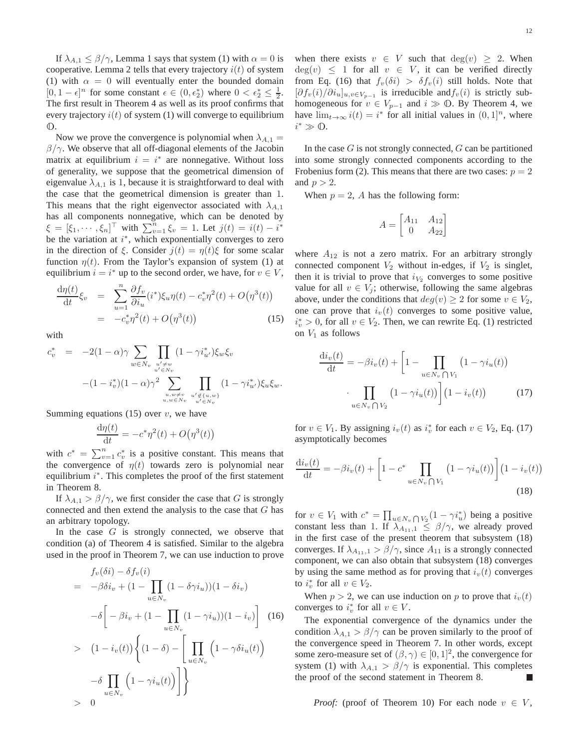If $\lambda_{A,1} \le \beta/\gamma$, Lemma 1 says that system (1) with $\alpha = 0$ is cooperative. Lemma 2 tells that every trajectory $i(t)$ of system (1) with $\alpha = 0$ will eventually enter the bounded domain $[0, 1-\epsilon]^n$ for some constant $\epsilon \in (0, \epsilon_2^*)$ where $0 < \epsilon_2^* \le \frac{1}{2}$. The first result in Theorem 4 as well as its proof confirms that every trajectory $i(t)$ of system (1) will converge to equilibrium $\mathbb{O}$.

Now we prove the convergence is polynomial when $\lambda_{A,1} = \beta/\gamma$. We observe that all off-diagonal elements of the Jacobin matrix at equilibrium $i = i^*$ are nonnegative. Without loss of generality, we suppose that the geometrical dimension of eigenvalue $\lambda_{A,1}$ is 1, because it is straightforward to deal with the case that the geometrical dimension is greater than 1. This means that the right eigenvector associated with $\lambda_{A,1}$ has all components nonnegative, which can be denoted by $\xi = [\xi_1, \cdots, \xi_n]^\top$ with $\sum_{v=1}^n \xi_v = 1$. Let $j(t) = i(t) - i^*$ be the variation at $i^*$, which exponentially converges to zero in the direction of $\xi$. Consider $j(t) = \eta(t)\xi$ for some scalar function $\eta(t)$. From the Taylor's expansion of system (1) at equilibrium $i = i^*$ up to the second order, we have, for $v \in V$,

$$
\begin{aligned}
\frac{\mathrm{d}\eta(t)}{\mathrm{d}t}\xi_v &= \sum_{u=1}^n \frac{\partial f_v}{\partial i_u}(i^*)\xi_u \eta(t) - c_v^* \eta^2(t) + O\big(\eta^3(t)\big) \\
&= -c_v^* \eta^2(t) + O\big(\eta^3(t)\big) \qquad (15)
\end{aligned}
$$

with

$$
\begin{aligned}
c_v^* &= -2(1-\alpha)\gamma \sum_{w \in N_v} \prod_{\substack{u' \neq w \\ u' \in N_v}} (1-\gamma i_{u'}^*)\xi_w \xi_v \\
&\quad -(1-i_v^*)(1-\alpha)\gamma^2 \sum_{\substack{u,w \neq v \\ u,w \in N_v}} \prod_{\substack{u' \notin \{u,w\} \\ u' \in N_v}} (1-\gamma i_{u'}^*)\xi_u \xi_w.
\end{aligned}
$$

Summing equations (15) over $v$, we have

$$
\frac{\mathrm{d}\eta(t)}{\mathrm{d}t} = -c^* \eta^2(t) + O\big(\eta^3(t)\big)
$$

with $c^* = \sum_{v=1}^n c_v^*$ is a positive constant. This means that the convergence of $\eta(t)$ towards zero is polynomial near equilibrium $i^*$. This completes the proof of the first statement in Theorem 8.

If $\lambda_{A,1} > \beta/\gamma$, we first consider the case that $G$ is strongly connected and then extend the analysis to the case that $G$ has an arbitrary topology.

In the case $G$ is strongly connected, we observe that condition (a) of Theorem 4 is satisfied. Similar to the algebra used in the proof in Theorem 7, we can use induction to prove

$$
\begin{aligned}
& f_v(\delta i) - \delta f_v(i) \\
=\ & -\beta\delta i_v + \Big(1 - \prod_{u \in N_v}(1-\delta\gamma i_u)\Big)(1-\delta i_v) \\
& -\delta\Big[-\beta i_v + \Big(1 - \prod_{u \in N_v}(1-\gamma i_u)\Big)(1-i_v)\Big] \qquad (16) \\
>\ & \big(1-i_v(t)\big)\Bigg\{(1-\delta) - \Bigg[\prod_{u \in N_v}\Big(1-\gamma\delta i_u(t)\Big) \\
& -\delta \prod_{u \in N_v}\Big(1-\gamma i_u(t)\Big)\Bigg]\Bigg\} \\
>\ & 0
\end{aligned}
$$

when there exists $v \in V$ such that $\deg(v) \ge 2$. When $\deg(v) \le 1$ for all $v \in V$, it can be verified directly from Eq. (16) that $f_v(\delta i) > \delta f_v(i)$ still holds. Note that $[\partial f_v(i)/\partial i_u]_{u,v \in V_{p-1}}$ is irreducible and $f_v(i)$ is strictly sub-homogeneous for $v \in V_{p-1}$ and $i \gg \mathbb{O}$. By Theorem 4, we have $\lim_{t\to\infty} i(t) = i^*$ for all initial values in $(0,1]^n$, where $i^* \gg \mathbb{O}$.

In the case $G$ is not strongly connected, $G$ can be partitioned into some strongly connected components according to the Frobenius form (2). This means that there are two cases: $p = 2$ and $p > 2$.

When $p = 2$, $A$ has the following form:

$$
A = \begin{bmatrix} A_{11} & A_{12} \\ 0 & A_{22} \end{bmatrix}
$$

where $A_{12}$ is not a zero matrix. For an arbitrary strongly connected component $V_2$ without in-edges, if $V_2$ is singlet, then it is trivial to prove that $i_{V_2}$ converges to some positive value for all $v \in V_j$; otherwise, following the same algebras above, under the conditions that $deg(v) \ge 2$ for some $v \in V_2$, one can prove that $i_v(t)$ converges to some positive value, $i_v^* > 0$, for all $v \in V_2$. Then, we can rewrite Eq. (1) restricted on $V_1$ as follows

$$
\begin{aligned}
\frac{\mathrm{d}i_v(t)}{\mathrm{d}t} = -\beta i_v(t) + \Bigg[1 - \prod_{u \in N_v \bigcap V_1}\big(1-\gamma i_u(t)\big) \\
\cdot \prod_{u \in N_v \bigcap V_2}\big(1-\gamma i_u(t)\big)\Bigg]\big(1-i_v(t)\big) \qquad (17)
\end{aligned}
$$

for $v \in V_1$. By assigning $i_v(t)$ as $i_v^*$ for each $v \in V_2$, Eq. (17) asymptotically becomes

$$
\frac{\mathrm{d}i_v(t)}{\mathrm{d}t} = -\beta i_v(t) + \Bigg[1 - c^* \prod_{u \in N_v \bigcap V_1}\big(1-\gamma i_u(t)\big)\Bigg]\big(1-i_v(t)\big) \qquad (18)
$$

for $v \in V_1$ with $c^* = \prod_{u \in N_v \bigcap V_2}(1-\gamma i_u^*)$ being a positive constant less than 1. If $\lambda_{A_{11},1} \le \beta/\gamma$, we already proved in the first case of the present theorem that subsystem (18) converges. If $\lambda_{A_{11},1} > \beta/\gamma$, since $A_{11}$ is a strongly connected component, we can also obtain that subsystem (18) converges by using the same method as for proving that $i_v(t)$ converges to $i_v^*$ for all $v \in V_2$.

When $p > 2$, we can use induction on $p$ to prove that $i_v(t)$ converges to $i_v^*$ for all $v \in V$.

The exponential convergence of the dynamics under the condition $\lambda_{A,1} > \beta/\gamma$ can be proven similarly to the proof of the convergence speed in Theorem 7. In other words, except some zero-measure set of $(\beta, \gamma) \in [0,1]^2$, the convergence for system (1) with $\lambda_{A,1} > \beta/\gamma$ is exponential. This completes the proof of the second statement in Theorem 8. ∎

*Proof:* (proof of Theorem 10) For each node $v \in V$,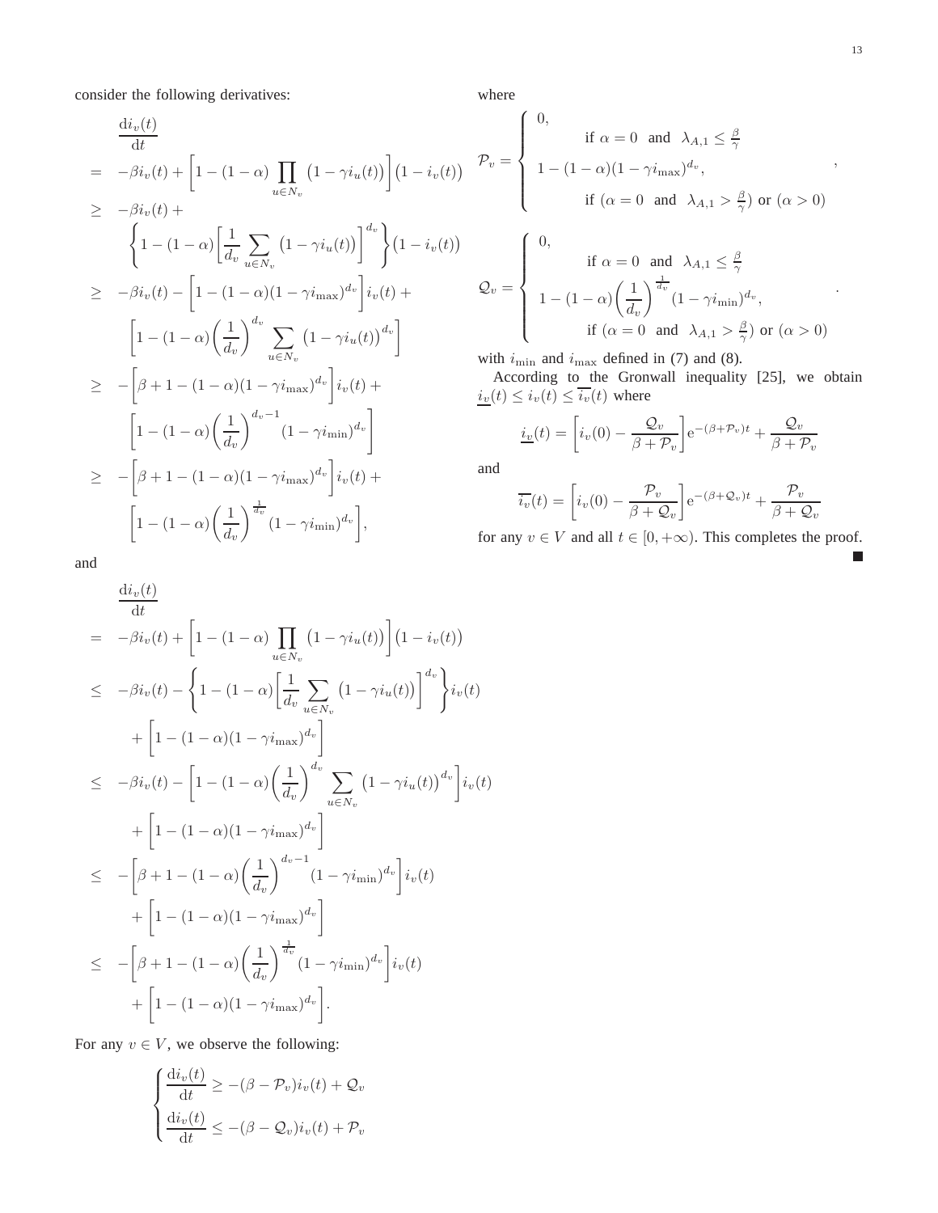consider the following derivatives:

$$
\begin{aligned}
& \frac{\mathrm{d}i_v(t)}{\mathrm{d}t} \\
= \ & -\beta i_v(t) + \left[1-(1-\alpha)\prod_{u\in N_v}\big(1-\gamma i_u(t)\big)\right]\big(1-i_v(t)\big) \\
\geq \ & -\beta i_v(t) + \\
& \left\{1-(1-\alpha)\left[\frac{1}{d_v}\sum_{u\in N_v}\big(1-\gamma i_u(t)\big)\right]^{d_v}\right\}\big(1-i_v(t)\big) \\
\geq \ & -\beta i_v(t) - \left[1-(1-\alpha)(1-\gamma i_{\max})^{d_v}\right] i_v(t) + \\
& \left[1-(1-\alpha)\left(\frac{1}{d_v}\right)^{d_v}\sum_{u\in N_v}\big(1-\gamma i_u(t)\big)^{d_v}\right] \\
\geq \ & -\left[\beta + 1-(1-\alpha)(1-\gamma i_{\max})^{d_v}\right] i_v(t) + \\
& \left[1-(1-\alpha)\left(\frac{1}{d_v}\right)^{d_v-1}(1-\gamma i_{\min})^{d_v}\right] \\
\geq \ & -\left[\beta + 1-(1-\alpha)(1-\gamma i_{\max})^{d_v}\right] i_v(t) + \\
& \left[1-(1-\alpha)\left(\frac{1}{d_v}\right)^{\frac{1}{d_v}}(1-\gamma i_{\min})^{d_v}\right],
\end{aligned}
$$

and

$$
\begin{aligned}
& \frac{\mathrm{d}i_v(t)}{\mathrm{d}t} \\
= \ & -\beta i_v(t) + \left[1-(1-\alpha)\prod_{u\in N_v}\big(1-\gamma i_u(t)\big)\right]\big(1-i_v(t)\big) \\
\leq \ & -\beta i_v(t) - \left\{1-(1-\alpha)\left[\frac{1}{d_v}\sum_{u\in N_v}\big(1-\gamma i_u(t)\big)\right]^{d_v}\right\} i_v(t) \\
& + \left[1-(1-\alpha)(1-\gamma i_{\max})^{d_v}\right] \\
\leq \ & -\beta i_v(t) - \left[1-(1-\alpha)\left(\frac{1}{d_v}\right)^{d_v}\sum_{u\in N_v}\big(1-\gamma i_u(t)\big)^{d_v}\right] i_v(t) \\
& + \left[1-(1-\alpha)(1-\gamma i_{\max})^{d_v}\right] \\
\leq \ & -\left[\beta + 1-(1-\alpha)\left(\frac{1}{d_v}\right)^{d_v-1}(1-\gamma i_{\min})^{d_v}\right] i_v(t) \\
& + \left[1-(1-\alpha)(1-\gamma i_{\max})^{d_v}\right] \\
\leq \ & -\left[\beta + 1-(1-\alpha)\left(\frac{1}{d_v}\right)^{\frac{1}{d_v}}(1-\gamma i_{\min})^{d_v}\right] i_v(t) \\
& + \left[1-(1-\alpha)(1-\gamma i_{\max})^{d_v}\right].
\end{aligned}
$$

For any $v \in V$, we observe the following:

$$
\begin{cases}
\dfrac{\mathrm{d}i_v(t)}{\mathrm{d}t} \geq -(\beta - \mathcal{P}_v) i_v(t) + \mathcal{Q}_v \\
\dfrac{\mathrm{d}i_v(t)}{\mathrm{d}t} \leq -(\beta - \mathcal{Q}_v) i_v(t) + \mathcal{P}_v
\end{cases}
$$

where

$$
\mathcal{P}_v = \begin{cases}
0, & \text{if } \alpha = 0 \text{ and } \lambda_{A,1} \leq \frac{\beta}{\gamma} \\
1-(1-\alpha)(1-\gamma i_{\max})^{d_v}, & \text{if } (\alpha = 0 \text{ and } \lambda_{A,1} > \frac{\beta}{\gamma}) \text{ or } (\alpha > 0)
\end{cases},
$$

$$
\mathcal{Q}_v = \begin{cases}
0, & \text{if } \alpha = 0 \text{ and } \lambda_{A,1} \leq \frac{\beta}{\gamma} \\
1-(1-\alpha)\left(\frac{1}{d_v}\right)^{\frac{1}{d_v}}(1-\gamma i_{\min})^{d_v}, & \text{if } (\alpha = 0 \text{ and } \lambda_{A,1} > \frac{\beta}{\gamma}) \text{ or } (\alpha > 0)
\end{cases}.
$$

with $i_{\min}$ and $i_{\max}$ defined in (7) and (8).

According to the Gronwall inequality [25], we obtain $\underline{i_v}(t) \leq i_v(t) \leq \overline{i_v}(t)$ where

$$
\underline{i_v}(t) = \left[i_v(0) - \frac{\mathcal{Q}_v}{\beta + \mathcal{P}_v}\right]\mathrm{e}^{-(\beta+\mathcal{P}_v)t} + \frac{\mathcal{Q}_v}{\beta + \mathcal{P}_v}
$$

and

$$
\overline{i_v}(t) = \left[i_v(0) - \frac{\mathcal{P}_v}{\beta + \mathcal{Q}_v}\right]\mathrm{e}^{-(\beta+\mathcal{Q}_v)t} + \frac{\mathcal{P}_v}{\beta + \mathcal{Q}_v}
$$

for any $v \in V$ and all $t \in [0, +\infty)$. This completes the proof. ■